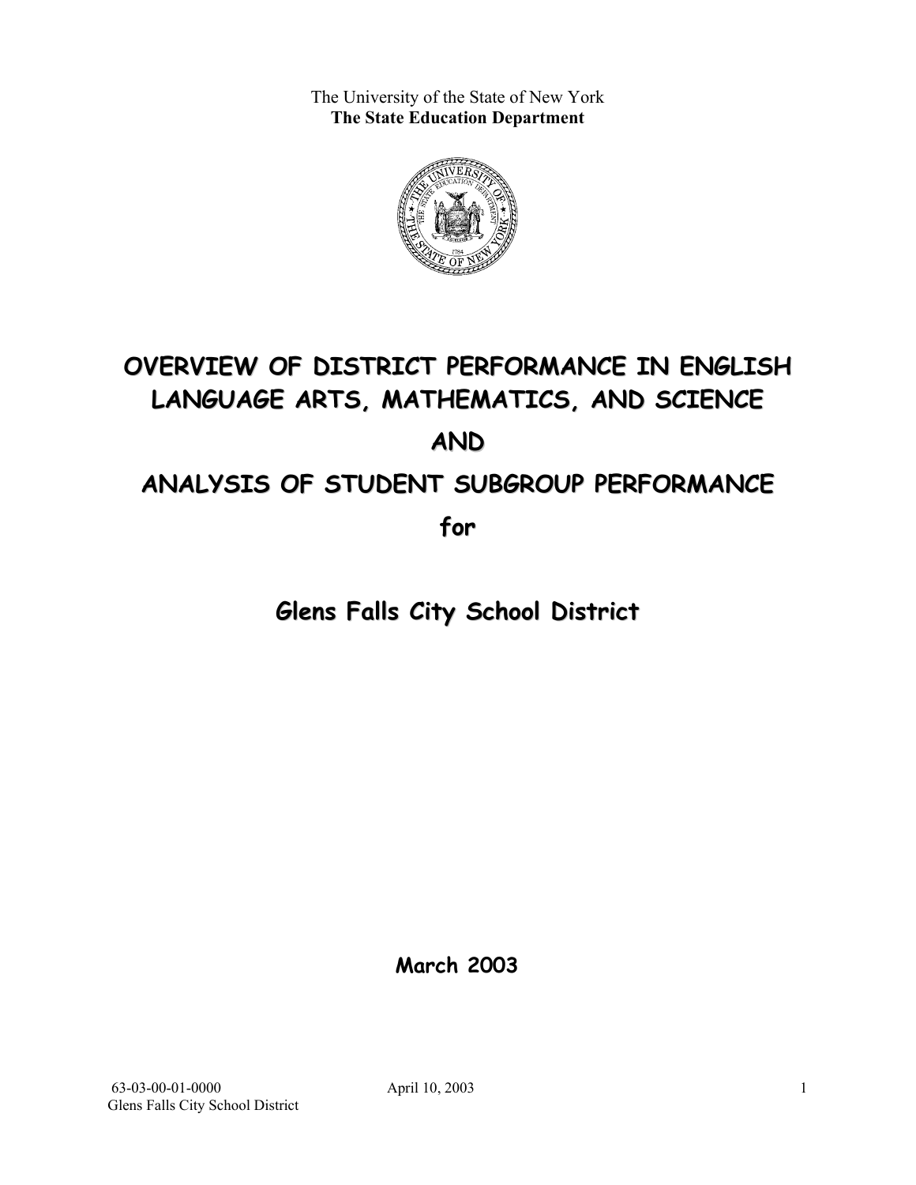The University of the State of New York
**The State Education Department**

# OVERVIEW OF DISTRICT PERFORMANCE IN ENGLISH LANGUAGE ARTS, MATHEMATICS, AND SCIENCE

# AND

# ANALYSIS OF STUDENT SUBGROUP PERFORMANCE

# for

## Glens Falls City School District

**March 2003**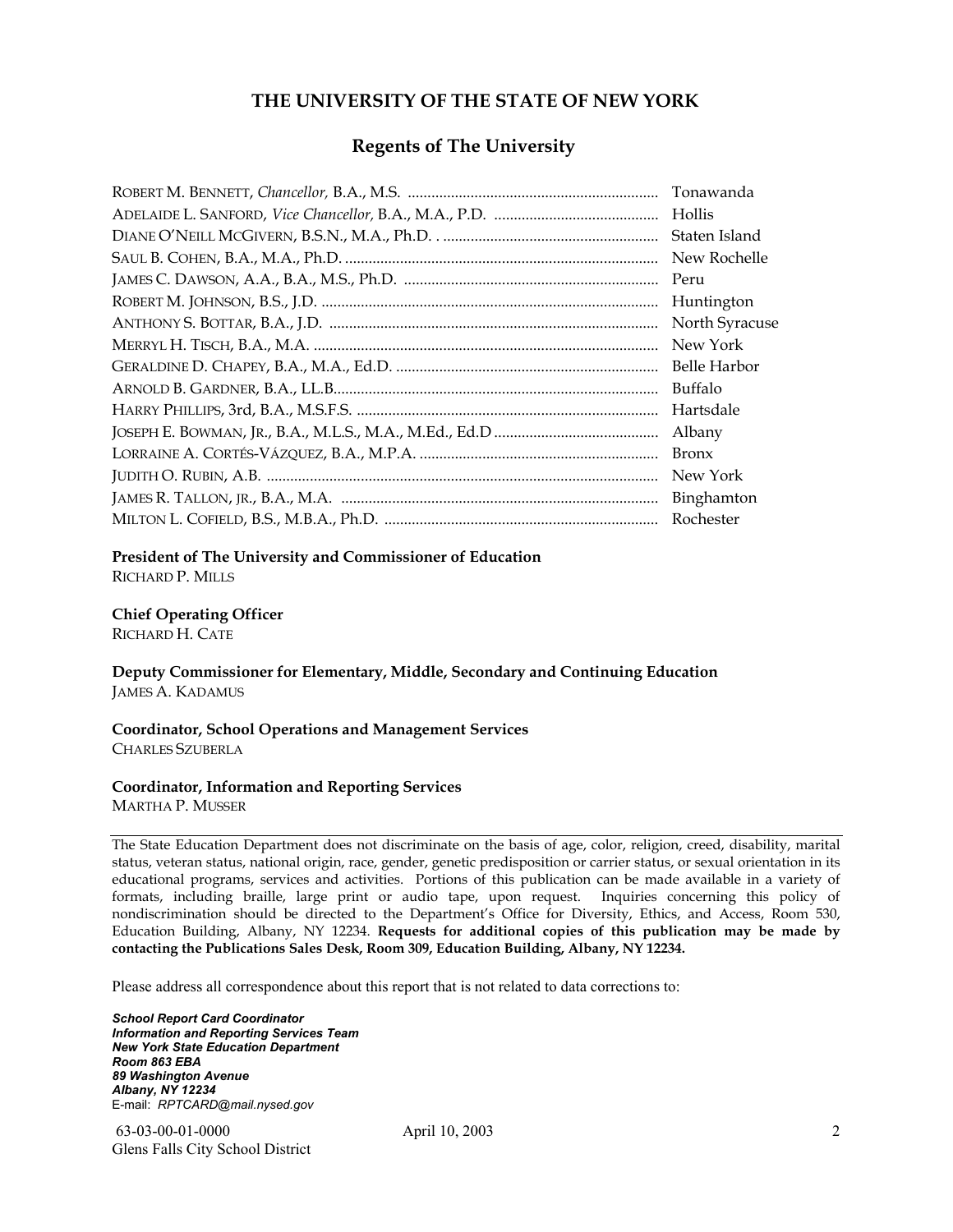# THE UNIVERSITY OF THE STATE OF NEW YORK

## Regents of The University

| | |
|---|---|
| ROBERT M. BENNETT, *Chancellor,* B.A., M.S. | Tonawanda |
| ADELAIDE L. SANFORD, *Vice Chancellor,* B.A., M.A., P.D. | Hollis |
| DIANE O'NEILL MCGIVERN, B.S.N., M.A., Ph.D. | Staten Island |
| SAUL B. COHEN, B.A., M.A., Ph.D. | New Rochelle |
| JAMES C. DAWSON, A.A., B.A., M.S., Ph.D. | Peru |
| ROBERT M. JOHNSON, B.S., J.D. | Huntington |
| ANTHONY S. BOTTAR, B.A., J.D. | North Syracuse |
| MERRYL H. TISCH, B.A., M.A. | New York |
| GERALDINE D. CHAPEY, B.A., M.A., Ed.D. | Belle Harbor |
| ARNOLD B. GARDNER, B.A., LL.B. | Buffalo |
| HARRY PHILLIPS, 3rd, B.A., M.S.F.S. | Hartsdale |
| JOSEPH E. BOWMAN, JR., B.A., M.L.S., M.A., M.Ed., Ed.D | Albany |
| LORRAINE A. CORTÉS-VÁZQUEZ, B.A., M.P.A. | Bronx |
| JUDITH O. RUBIN, A.B. | New York |
| JAMES R. TALLON, JR., B.A., M.A. | Binghamton |
| MILTON L. COFIELD, B.S., M.B.A., Ph.D. | Rochester |

**President of The University and Commissioner of Education**
RICHARD P. MILLS

**Chief Operating Officer**
RICHARD H. CATE

**Deputy Commissioner for Elementary, Middle, Secondary and Continuing Education**
JAMES A. KADAMUS

**Coordinator, School Operations and Management Services**
CHARLES SZUBERLA

**Coordinator, Information and Reporting Services**
MARTHA P. MUSSER

---

The State Education Department does not discriminate on the basis of age, color, religion, creed, disability, marital status, veteran status, national origin, race, gender, genetic predisposition or carrier status, or sexual orientation in its educational programs, services and activities. Portions of this publication can be made available in a variety of formats, including braille, large print or audio tape, upon request. Inquiries concerning this policy of nondiscrimination should be directed to the Department's Office for Diversity, Ethics, and Access, Room 530, Education Building, Albany, NY 12234. **Requests for additional copies of this publication may be made by contacting the Publications Sales Desk, Room 309, Education Building, Albany, NY 12234.**

Please address all correspondence about this report that is not related to data corrections to:

***School Report Card Coordinator***
***Information and Reporting Services Team***
***New York State Education Department***
***Room 863 EBA***
***89 Washington Avenue***
***Albany, NY 12234***
E-mail: *RPTCARD@mail.nysed.gov*

63-03-00-01-0000 April 10, 2003
Glens Falls City School District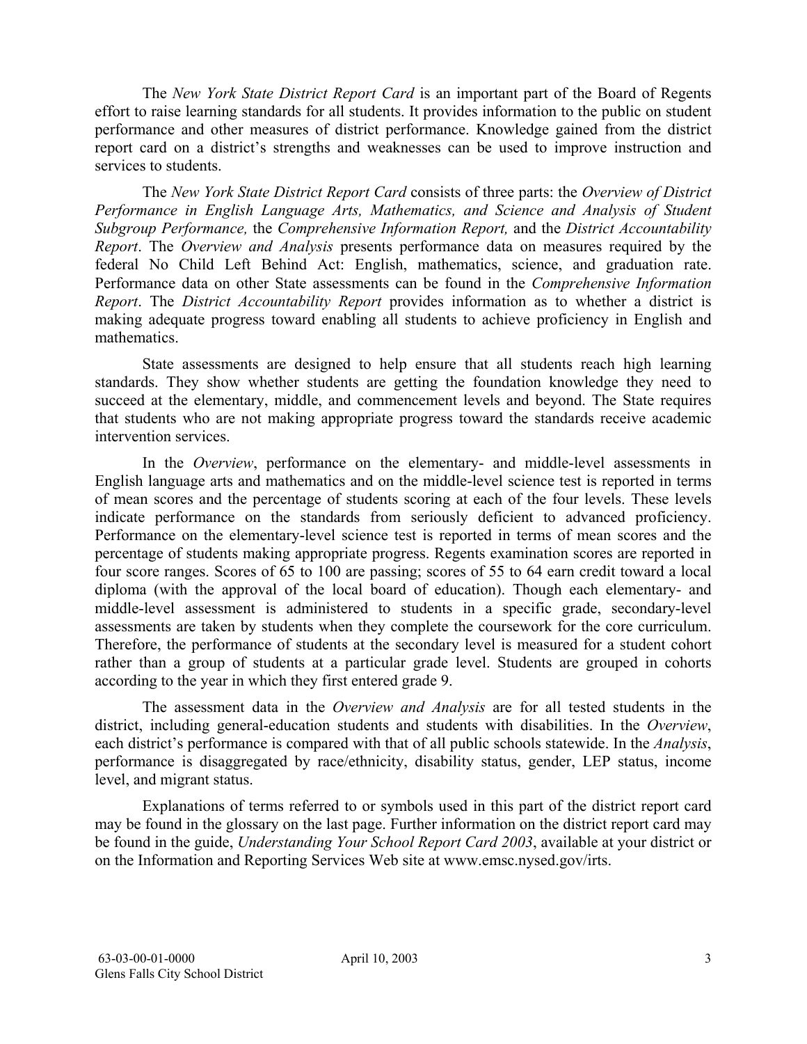The *New York State District Report Card* is an important part of the Board of Regents effort to raise learning standards for all students. It provides information to the public on student performance and other measures of district performance. Knowledge gained from the district report card on a district's strengths and weaknesses can be used to improve instruction and services to students.

The *New York State District Report Card* consists of three parts: the *Overview of District Performance in English Language Arts, Mathematics, and Science and Analysis of Student Subgroup Performance,* the *Comprehensive Information Report,* and the *District Accountability Report*. The *Overview and Analysis* presents performance data on measures required by the federal No Child Left Behind Act: English, mathematics, science, and graduation rate. Performance data on other State assessments can be found in the *Comprehensive Information Report*. The *District Accountability Report* provides information as to whether a district is making adequate progress toward enabling all students to achieve proficiency in English and mathematics.

State assessments are designed to help ensure that all students reach high learning standards. They show whether students are getting the foundation knowledge they need to succeed at the elementary, middle, and commencement levels and beyond. The State requires that students who are not making appropriate progress toward the standards receive academic intervention services.

In the *Overview*, performance on the elementary- and middle-level assessments in English language arts and mathematics and on the middle-level science test is reported in terms of mean scores and the percentage of students scoring at each of the four levels. These levels indicate performance on the standards from seriously deficient to advanced proficiency. Performance on the elementary-level science test is reported in terms of mean scores and the percentage of students making appropriate progress. Regents examination scores are reported in four score ranges. Scores of 65 to 100 are passing; scores of 55 to 64 earn credit toward a local diploma (with the approval of the local board of education). Though each elementary- and middle-level assessment is administered to students in a specific grade, secondary-level assessments are taken by students when they complete the coursework for the core curriculum. Therefore, the performance of students at the secondary level is measured for a student cohort rather than a group of students at a particular grade level. Students are grouped in cohorts according to the year in which they first entered grade 9.

The assessment data in the *Overview and Analysis* are for all tested students in the district, including general-education students and students with disabilities. In the *Overview*, each district's performance is compared with that of all public schools statewide. In the *Analysis*, performance is disaggregated by race/ethnicity, disability status, gender, LEP status, income level, and migrant status.

Explanations of terms referred to or symbols used in this part of the district report card may be found in the glossary on the last page. Further information on the district report card may be found in the guide, *Understanding Your School Report Card 2003*, available at your district or on the Information and Reporting Services Web site at www.emsc.nysed.gov/irts.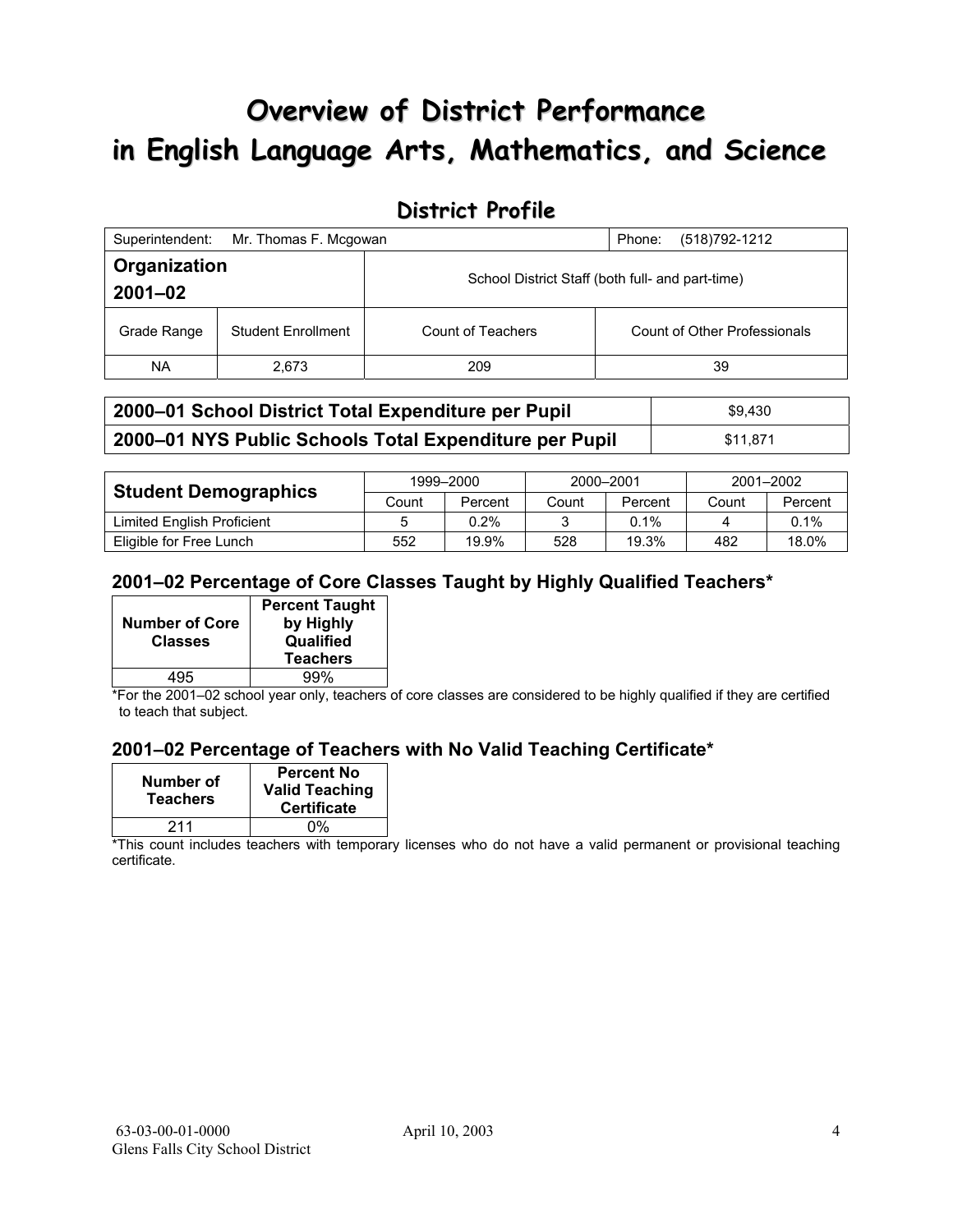# Overview of District Performance in English Language Arts, Mathematics, and Science

## District Profile

| Superintendent: Mr. Thomas F. Mcgowan | | | Phone: (518)792-1212 |
|---|---|---|---|
| **Organization 2001–02** | | School District Staff (both full- and part-time) | |
| Grade Range | Student Enrollment | Count of Teachers | Count of Other Professionals |
| NA | 2,673 | 209 | 39 |

| | |
|---|---|
| **2000–01 School District Total Expenditure per Pupil** | $9,430 |
| **2000–01 NYS Public Schools Total Expenditure per Pupil** | $11,871 |

| **Student Demographics** | 1999–2000 | | 2000–2001 | | 2001–2002 | |
|---|---|---|---|---|---|---|
| | Count | Percent | Count | Percent | Count | Percent |
| Limited English Proficient | 5 | 0.2% | 3 | 0.1% | 4 | 0.1% |
| Eligible for Free Lunch | 552 | 19.9% | 528 | 19.3% | 482 | 18.0% |

### 2001–02 Percentage of Core Classes Taught by Highly Qualified Teachers*

| Number of Core Classes | Percent Taught by Highly Qualified Teachers |
|---|---|
| 495 | 99% |

*For the 2001–02 school year only, teachers of core classes are considered to be highly qualified if they are certified to teach that subject.

### 2001–02 Percentage of Teachers with No Valid Teaching Certificate*

| Number of Teachers | Percent No Valid Teaching Certificate |
|---|---|
| 211 | 0% |

*This count includes teachers with temporary licenses who do not have a valid permanent or provisional teaching certificate.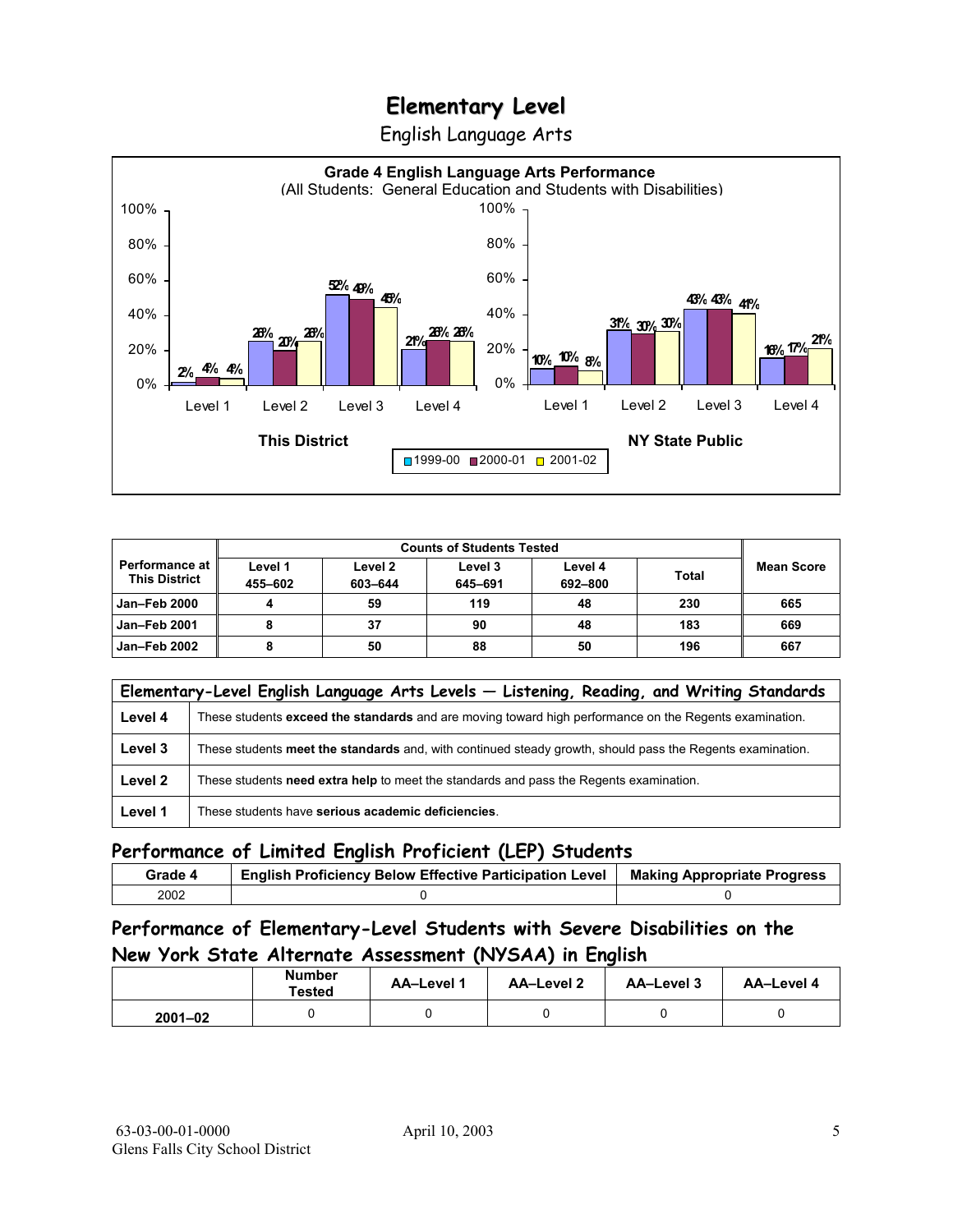# Elementary Level

English Language Arts

**Grade 4 English Language Arts Performance**
(All Students: General Education and Students with Disabilities)

| | 1999-00 | 2000-01 | 2001-02 |
|---|---|---|---|
| **This District** | | | |
| Level 1 | 2% | 4% | 4% |
| Level 2 | 26% | 20% | 26% |
| Level 3 | 52% | 49% | 45% |
| Level 4 | 21% | 26% | 26% |
| **NY State Public** | | | |
| Level 1 | 10% | 10% | 8% |
| Level 2 | 31% | 30% | 30% |
| Level 3 | 43% | 43% | 41% |
| Level 4 | 16% | 17% | 21% |

| Performance at This District | Counts of Students Tested | | | | | Mean Score |
|---|---|---|---|---|---|---|
| | Level 1 455–602 | Level 2 603–644 | Level 3 645–691 | Level 4 692–800 | Total | |
| Jan–Feb 2000 | 4 | 59 | 119 | 48 | 230 | 665 |
| Jan–Feb 2001 | 8 | 37 | 90 | 48 | 183 | 669 |
| Jan–Feb 2002 | 8 | 50 | 88 | 50 | 196 | 667 |

| Elementary-Level English Language Arts Levels — Listening, Reading, and Writing Standards | |
|---|---|
| Level 4 | These students **exceed the standards** and are moving toward high performance on the Regents examination. |
| Level 3 | These students **meet the standards** and, with continued steady growth, should pass the Regents examination. |
| Level 2 | These students **need extra help** to meet the standards and pass the Regents examination. |
| Level 1 | These students have **serious academic deficiencies**. |

## Performance of Limited English Proficient (LEP) Students

| Grade 4 | English Proficiency Below Effective Participation Level | Making Appropriate Progress |
|---|---|---|
| 2002 | 0 | 0 |

## Performance of Elementary-Level Students with Severe Disabilities on the New York State Alternate Assessment (NYSAA) in English

| | Number Tested | AA–Level 1 | AA–Level 2 | AA–Level 3 | AA–Level 4 |
|---|---|---|---|---|---|
| 2001–02 | 0 | 0 | 0 | 0 | 0 |

63-03-00-01-0000
Glens Falls City School District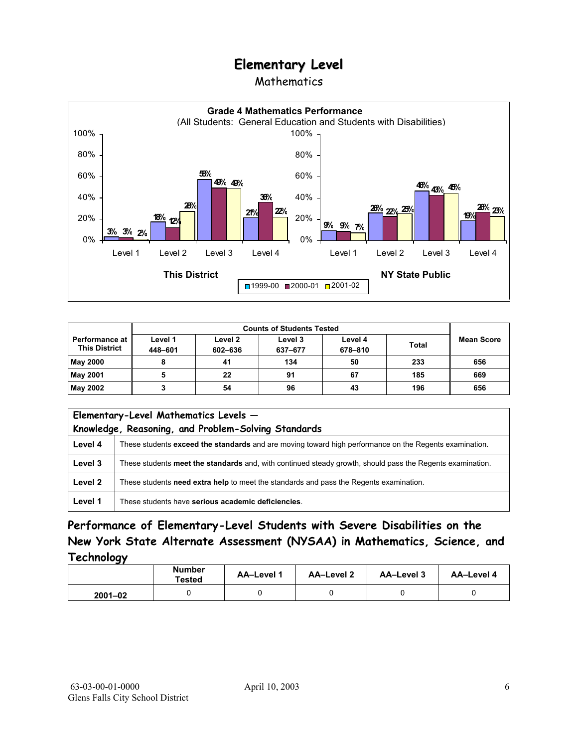# Elementary Level

## Mathematics

**Grade 4 Mathematics Performance**
(All Students: General Education and Students with Disabilities)

| | This District 1999-00 | This District 2000-01 | This District 2001-02 | NY State Public 1999-00 | NY State Public 2000-01 | NY State Public 2001-02 |
|---|---|---|---|---|---|---|
| Level 1 | 3% | 3% | 2% | 9% | 9% | 7% |
| Level 2 | 18% | 12% | 28% | 26% | 22% | 25% |
| Level 3 | 58% | 49% | 49% | 46% | 43% | 45% |
| Level 4 | 21% | 36% | 22% | 19% | 26% | 23% |

| Performance at This District | Counts of Students Tested | | | | | Mean Score |
|---|---|---|---|---|---|---|
| | Level 1 448–601 | Level 2 602–636 | Level 3 637–677 | Level 4 678–810 | Total | |
| May 2000 | 8 | 41 | 134 | 50 | 233 | 656 |
| May 2001 | 5 | 22 | 91 | 67 | 185 | 669 |
| May 2002 | 3 | 54 | 96 | 43 | 196 | 656 |

| Elementary-Level Mathematics Levels — Knowledge, Reasoning, and Problem-Solving Standards | |
|---|---|
| Level 4 | These students **exceed the standards** and are moving toward high performance on the Regents examination. |
| Level 3 | These students **meet the standards** and, with continued steady growth, should pass the Regents examination. |
| Level 2 | These students **need extra help** to meet the standards and pass the Regents examination. |
| Level 1 | These students have **serious academic deficiencies**. |

## Performance of Elementary-Level Students with Severe Disabilities on the New York State Alternate Assessment (NYSAA) in Mathematics, Science, and Technology

| | Number Tested | AA–Level 1 | AA–Level 2 | AA–Level 3 | AA–Level 4 |
|---|---|---|---|---|---|
| 2001–02 | 0 | 0 | 0 | 0 | 0 |

63-03-00-01-0000
Glens Falls City School District

April 10, 2003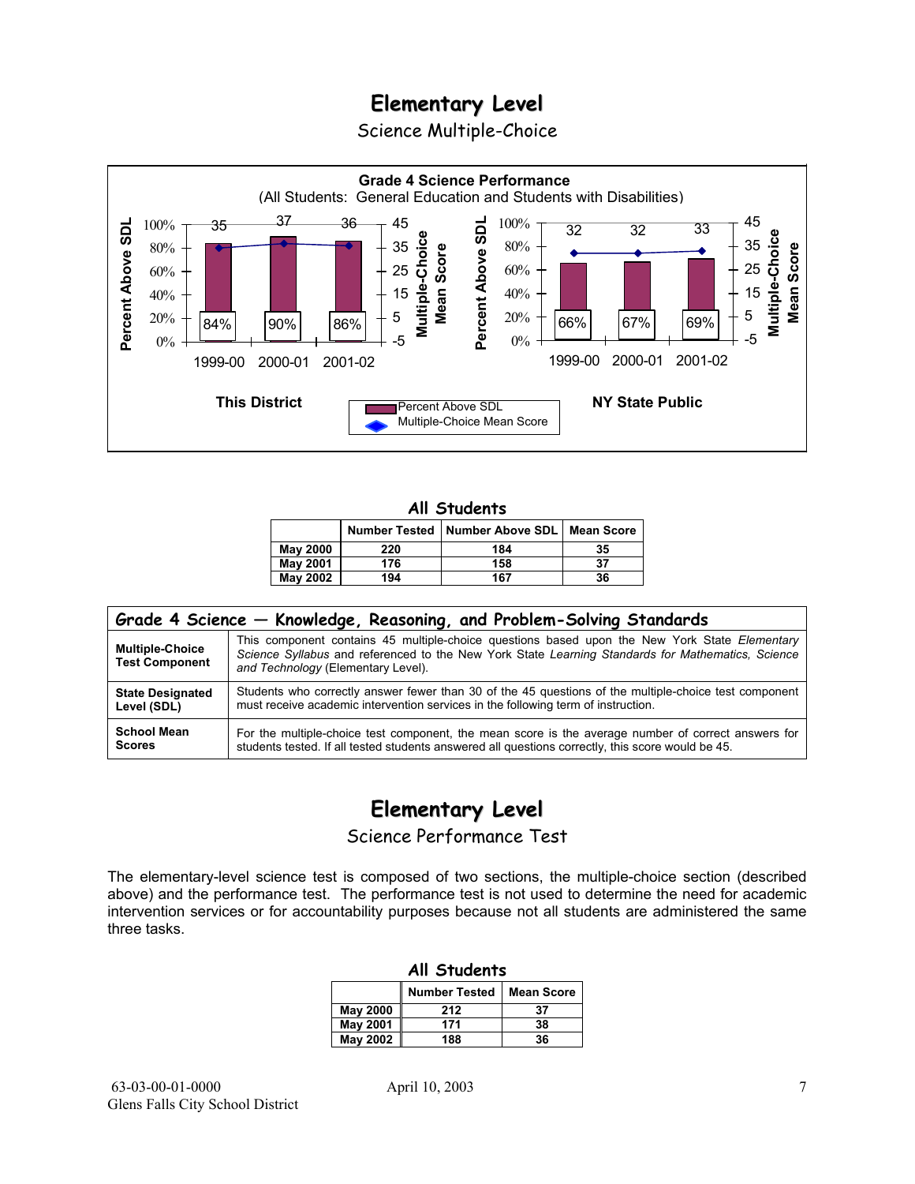# Elementary Level

## Science Multiple-Choice

**Grade 4 Science Performance**
(All Students: General Education and Students with Disabilities)

| | 1999-00 | 2000-01 | 2001-02 |
|---|---|---|---|
| **This District** – Percent Above SDL | 84% | 90% | 86% |
| **This District** – Multiple-Choice Mean Score | 35 | 37 | 36 |
| **NY State Public** – Percent Above SDL | 66% | 67% | 69% |
| **NY State Public** – Multiple-Choice Mean Score | 32 | 32 | 33 |

### All Students

| | Number Tested | Number Above SDL | Mean Score |
|---|---|---|---|
| **May 2000** | 220 | 184 | 35 |
| **May 2001** | 176 | 158 | 37 |
| **May 2002** | 194 | 167 | 36 |

| Grade 4 Science — Knowledge, Reasoning, and Problem-Solving Standards | |
|---|---|
| **Multiple-Choice Test Component** | This component contains 45 multiple-choice questions based upon the New York State *Elementary Science Syllabus* and referenced to the New York State *Learning Standards for Mathematics, Science and Technology* (Elementary Level). |
| **State Designated Level (SDL)** | Students who correctly answer fewer than 30 of the 45 questions of the multiple-choice test component must receive academic intervention services in the following term of instruction. |
| **School Mean Scores** | For the multiple-choice test component, the mean score is the average number of correct answers for students tested. If all tested students answered all questions correctly, this score would be 45. |

# Elementary Level

## Science Performance Test

The elementary-level science test is composed of two sections, the multiple-choice section (described above) and the performance test. The performance test is not used to determine the need for academic intervention services or for accountability purposes because not all students are administered the same three tasks.

### All Students

| | Number Tested | Mean Score |
|---|---|---|
| **May 2000** | 212 | 37 |
| **May 2001** | 171 | 38 |
| **May 2002** | 188 | 36 |

63-03-00-01-0000 April 10, 2003
Glens Falls City School District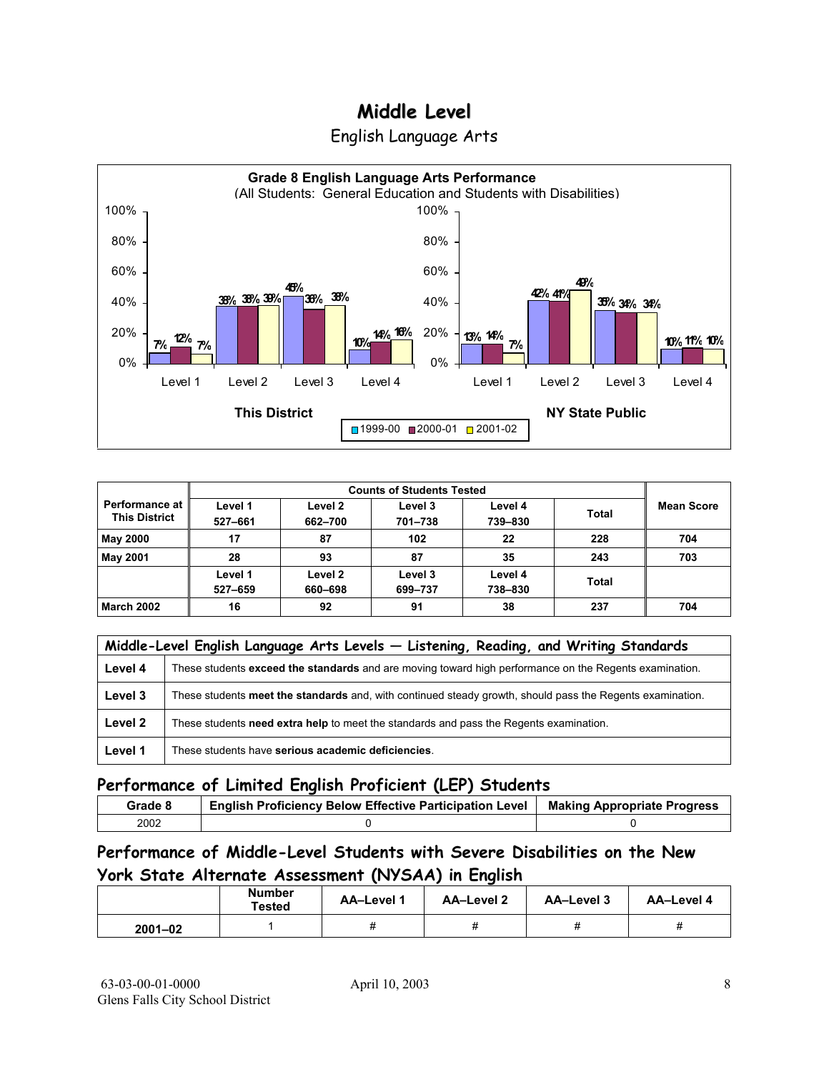# Middle Level

English Language Arts

**Grade 8 English Language Arts Performance**
(All Students: General Education and Students with Disabilities)

| | Level 1 | Level 2 | Level 3 | Level 4 |
|---|---|---|---|---|
| **This District** 1999-00 | 7% | 38% | 45% | 10% |
| **This District** 2000-01 | 12% | 38% | 36% | 14% |
| **This District** 2001-02 | 7% | 39% | 38% | 16% |
| **NY State Public** 1999-00 | 13% | 42% | 35% | 10% |
| **NY State Public** 2000-01 | 14% | 41% | 34% | 11% |
| **NY State Public** 2001-02 | 7% | 49% | 34% | 10% |

| Performance at This District | Counts of Students Tested | | | | | Mean Score |
|---|---|---|---|---|---|---|
| | Level 1 527–661 | Level 2 662–700 | Level 3 701–738 | Level 4 739–830 | Total | |
| **May 2000** | 17 | 87 | 102 | 22 | 228 | 704 |
| **May 2001** | 28 | 93 | 87 | 35 | 243 | 703 |
| | Level 1 527–659 | Level 2 660–698 | Level 3 699–737 | Level 4 738–830 | Total | |
| **March 2002** | 16 | 92 | 91 | 38 | 237 | 704 |

| Middle-Level English Language Arts Levels — Listening, Reading, and Writing Standards | |
|---|---|
| **Level 4** | These students **exceed the standards** and are moving toward high performance on the Regents examination. |
| **Level 3** | These students **meet the standards** and, with continued steady growth, should pass the Regents examination. |
| **Level 2** | These students **need extra help** to meet the standards and pass the Regents examination. |
| **Level 1** | These students have **serious academic deficiencies**. |

## Performance of Limited English Proficient (LEP) Students

| Grade 8 | English Proficiency Below Effective Participation Level | Making Appropriate Progress |
|---|---|---|
| 2002 | 0 | 0 |

## Performance of Middle-Level Students with Severe Disabilities on the New York State Alternate Assessment (NYSAA) in English

| | Number Tested | AA–Level 1 | AA–Level 2 | AA–Level 3 | AA–Level 4 |
|---|---|---|---|---|---|
| **2001–02** | 1 | # | # | # | # |

63-03-00-01-0000
Glens Falls City School District
April 10, 2003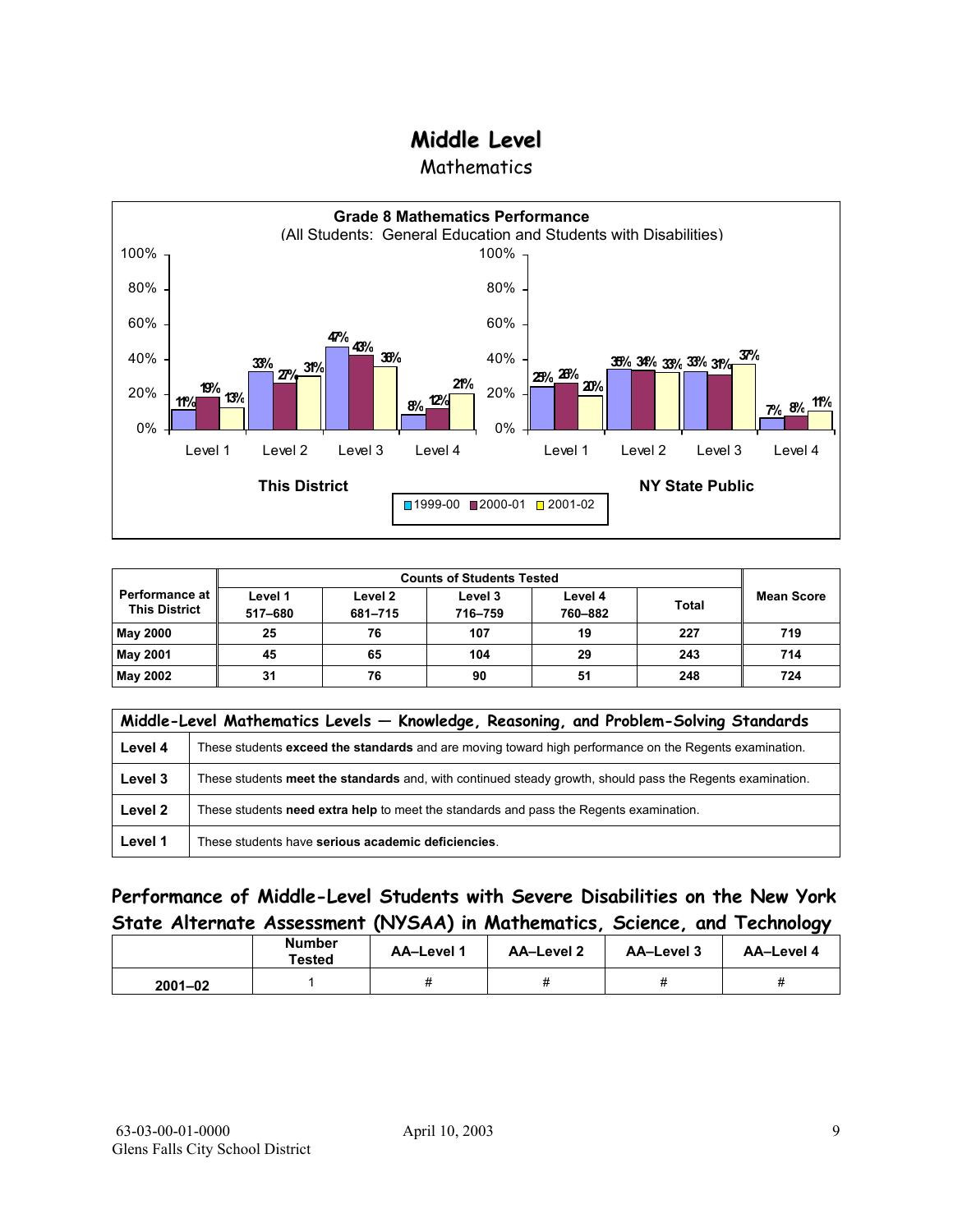# Middle Level

Mathematics

**Grade 8 Mathematics Performance**
(All Students: General Education and Students with Disabilities)

| | Level 1 | Level 2 | Level 3 | Level 4 |
|---|---|---|---|---|
| **This District** 1999-00 | 11% | 33% | 47% | 8% |
| **This District** 2000-01 | 19% | 27% | 43% | 12% |
| **This District** 2001-02 | 13% | 31% | 36% | 21% |
| **NY State Public** 1999-00 | 23% | 35% | 33% | 7% |
| **NY State Public** 2000-01 | 26% | 34% | 31% | 8% |
| **NY State Public** 2001-02 | 20% | 33% | 37% | 11% |

| Performance at This District | Counts of Students Tested | | | | | Mean Score |
|---|---|---|---|---|---|---|
| | Level 1 517–680 | Level 2 681–715 | Level 3 716–759 | Level 4 760–882 | Total | |
| **May 2000** | 25 | 76 | 107 | 19 | 227 | 719 |
| **May 2001** | 45 | 65 | 104 | 29 | 243 | 714 |
| **May 2002** | 31 | 76 | 90 | 51 | 248 | 724 |

| Middle-Level Mathematics Levels — Knowledge, Reasoning, and Problem-Solving Standards | |
|---|---|
| **Level 4** | These students **exceed the standards** and are moving toward high performance on the Regents examination. |
| **Level 3** | These students **meet the standards** and, with continued steady growth, should pass the Regents examination. |
| **Level 2** | These students **need extra help** to meet the standards and pass the Regents examination. |
| **Level 1** | These students have **serious academic deficiencies**. |

## Performance of Middle-Level Students with Severe Disabilities on the New York State Alternate Assessment (NYSAA) in Mathematics, Science, and Technology

| | Number Tested | AA–Level 1 | AA–Level 2 | AA–Level 3 | AA–Level 4 |
|---|---|---|---|---|---|
| **2001–02** | 1 | # | # | # | # |

63-03-00-01-0000
Glens Falls City School District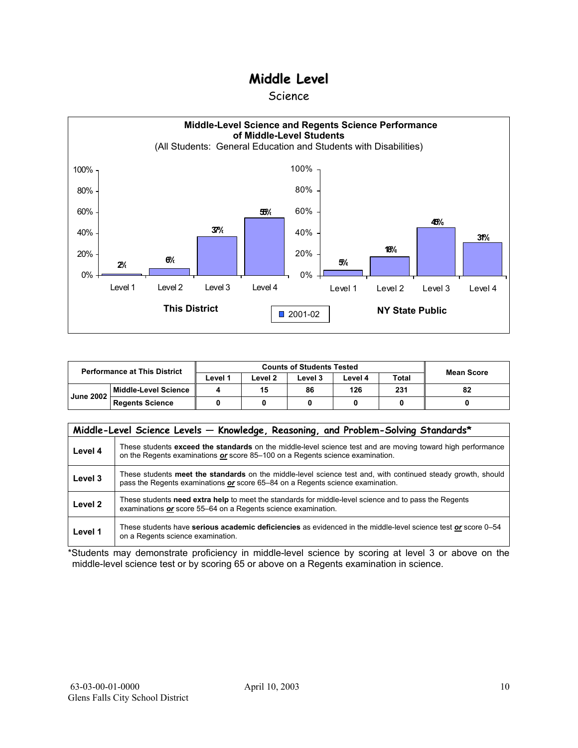# Middle Level

## Science

**Middle-Level Science and Regents Science Performance of Middle-Level Students**

(All Students: General Education and Students with Disabilities)

| | Level 1 | Level 2 | Level 3 | Level 4 |
|---|---|---|---|---|
| This District (2001-02) | 2% | 6% | 37% | 55% |
| NY State Public (2001-02) | 5% | 18% | 45% | 31% |

| Performance at This District | | Counts of Students Tested | | | | | Mean Score |
|---|---|---|---|---|---|---|---|
| | | Level 1 | Level 2 | Level 3 | Level 4 | Total | |
| June 2002 | Middle-Level Science | 4 | 15 | 86 | 126 | 231 | 82 |
| | Regents Science | 0 | 0 | 0 | 0 | 0 | 0 |

| Middle-Level Science Levels — Knowledge, Reasoning, and Problem-Solving Standards* | |
|---|---|
| Level 4 | These students **exceed the standards** on the middle-level science test and are moving toward high performance on the Regents examinations ***or*** score 85–100 on a Regents science examination. |
| Level 3 | These students **meet the standards** on the middle-level science test and, with continued steady growth, should pass the Regents examinations ***or*** score 65–84 on a Regents science examination. |
| Level 2 | These students **need extra help** to meet the standards for middle-level science and to pass the Regents examinations ***or*** score 55–64 on a Regents science examination. |
| Level 1 | These students have **serious academic deficiencies** as evidenced in the middle-level science test ***or*** score 0–54 on a Regents science examination. |

*Students may demonstrate proficiency in middle-level science by scoring at level 3 or above on the middle-level science test or by scoring 65 or above on a Regents examination in science.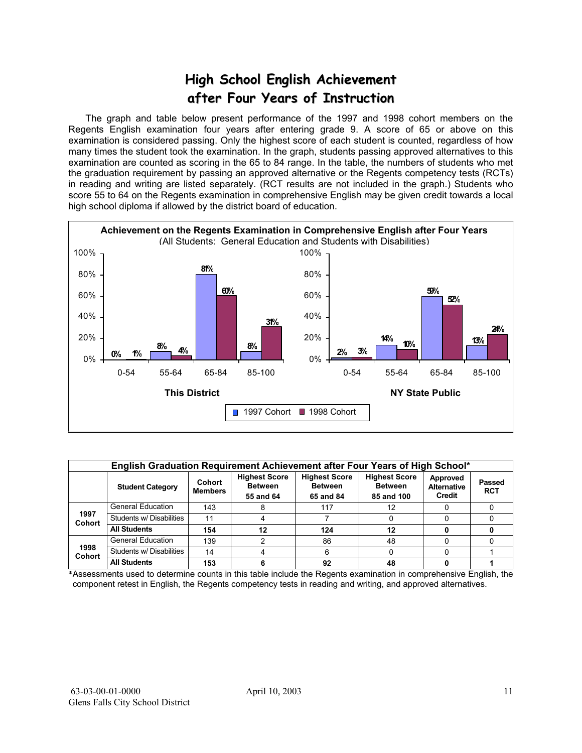# High School English Achievement after Four Years of Instruction

The graph and table below present performance of the 1997 and 1998 cohort members on the Regents English examination four years after entering grade 9. A score of 65 or above on this examination is considered passing. Only the highest score of each student is counted, regardless of how many times the student took the examination. In the graph, students passing approved alternatives to this examination are counted as scoring in the 65 to 84 range. In the table, the numbers of students who met the graduation requirement by passing an approved alternative or the Regents competency tests (RCTs) in reading and writing are listed separately. (RCT results are not included in the graph.) Students who score 55 to 64 on the Regents examination in comprehensive English may be given credit towards a local high school diploma if allowed by the district board of education.

**Achievement on the Regents Examination in Comprehensive English after Four Years**
(All Students: General Education and Students with Disabilities)

| Score Range | This District 1997 Cohort | This District 1998 Cohort | NY State Public 1997 Cohort | NY State Public 1998 Cohort |
|---|---|---|---|---|
| 0-54 | 0% | 1% | 2% | 3% |
| 55-64 | 8% | 4% | 14% | 10% |
| 65-84 | 81% | 60% | 59% | 52% |
| 85-100 | 8% | 31% | 13% | 24% |

**English Graduation Requirement Achievement after Four Years of High School***

| | Student Category | Cohort Members | Highest Score Between 55 and 64 | Highest Score Between 65 and 84 | Highest Score Between 85 and 100 | Approved Alternative Credit | Passed RCT |
|---|---|---|---|---|---|---|---|
| 1997 Cohort | General Education | 143 | 8 | 117 | 12 | 0 | 0 |
| | Students w/ Disabilities | 11 | 4 | 7 | 0 | 0 | 0 |
| | **All Students** | **154** | **12** | **124** | **12** | **0** | **0** |
| 1998 Cohort | General Education | 139 | 2 | 86 | 48 | 0 | 0 |
| | Students w/ Disabilities | 14 | 4 | 6 | 0 | 0 | 1 |
| | **All Students** | **153** | **6** | **92** | **48** | **0** | **1** |

*Assessments used to determine counts in this table include the Regents examination in comprehensive English, the component retest in English, the Regents competency tests in reading and writing, and approved alternatives.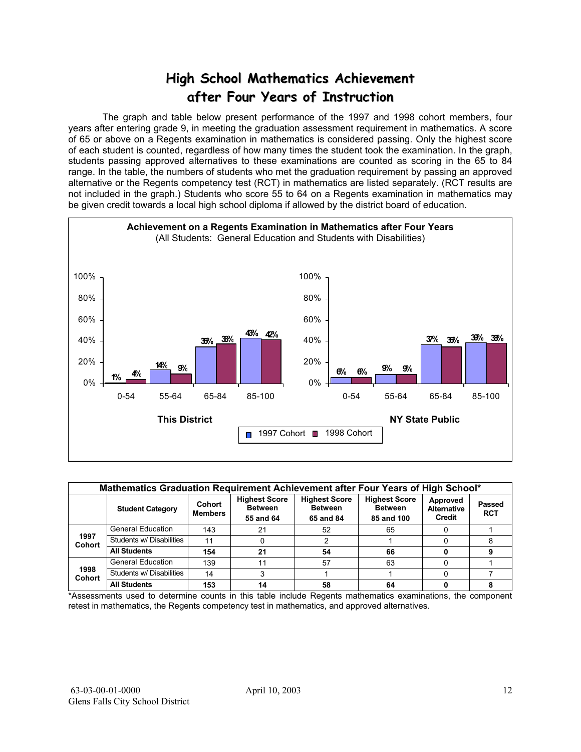# High School Mathematics Achievement after Four Years of Instruction

The graph and table below present performance of the 1997 and 1998 cohort members, four years after entering grade 9, in meeting the graduation assessment requirement in mathematics. A score of 65 or above on a Regents examination in mathematics is considered passing. Only the highest score of each student is counted, regardless of how many times the student took the examination. In the graph, students passing approved alternatives to these examinations are counted as scoring in the 65 to 84 range. In the table, the numbers of students who met the graduation requirement by passing an approved alternative or the Regents competency test (RCT) in mathematics are listed separately. (RCT results are not included in the graph.) Students who score 55 to 64 on a Regents examination in mathematics may be given credit towards a local high school diploma if allowed by the district board of education.

**Achievement on a Regents Examination in Mathematics after Four Years**
(All Students: General Education and Students with Disabilities)

| Score Range | This District 1997 Cohort | This District 1998 Cohort | NY State Public 1997 Cohort | NY State Public 1998 Cohort |
|---|---|---|---|---|
| 0-54 | 1% | 4% | 6% | 6% |
| 55-64 | 14% | 9% | 9% | 9% |
| 65-84 | 35% | 38% | 37% | 35% |
| 85-100 | 43% | 42% | 39% | 38% |

| | Mathematics Graduation Requirement Achievement after Four Years of High School* | | | | | | |
|---|---|---|---|---|---|---|---|
| | **Student Category** | **Cohort Members** | **Highest Score Between 55 and 64** | **Highest Score Between 65 and 84** | **Highest Score Between 85 and 100** | **Approved Alternative Credit** | **Passed RCT** |
| **1997 Cohort** | General Education | 143 | 21 | 52 | 65 | 0 | 1 |
| | Students w/ Disabilities | 11 | 0 | 2 | 1 | 0 | 8 |
| | **All Students** | **154** | **21** | **54** | **66** | **0** | **9** |
| **1998 Cohort** | General Education | 139 | 11 | 57 | 63 | 0 | 1 |
| | Students w/ Disabilities | 14 | 3 | 1 | 1 | 0 | 7 |
| | **All Students** | **153** | **14** | **58** | **64** | **0** | **8** |

*Assessments used to determine counts in this table include Regents mathematics examinations, the component retest in mathematics, the Regents competency test in mathematics, and approved alternatives.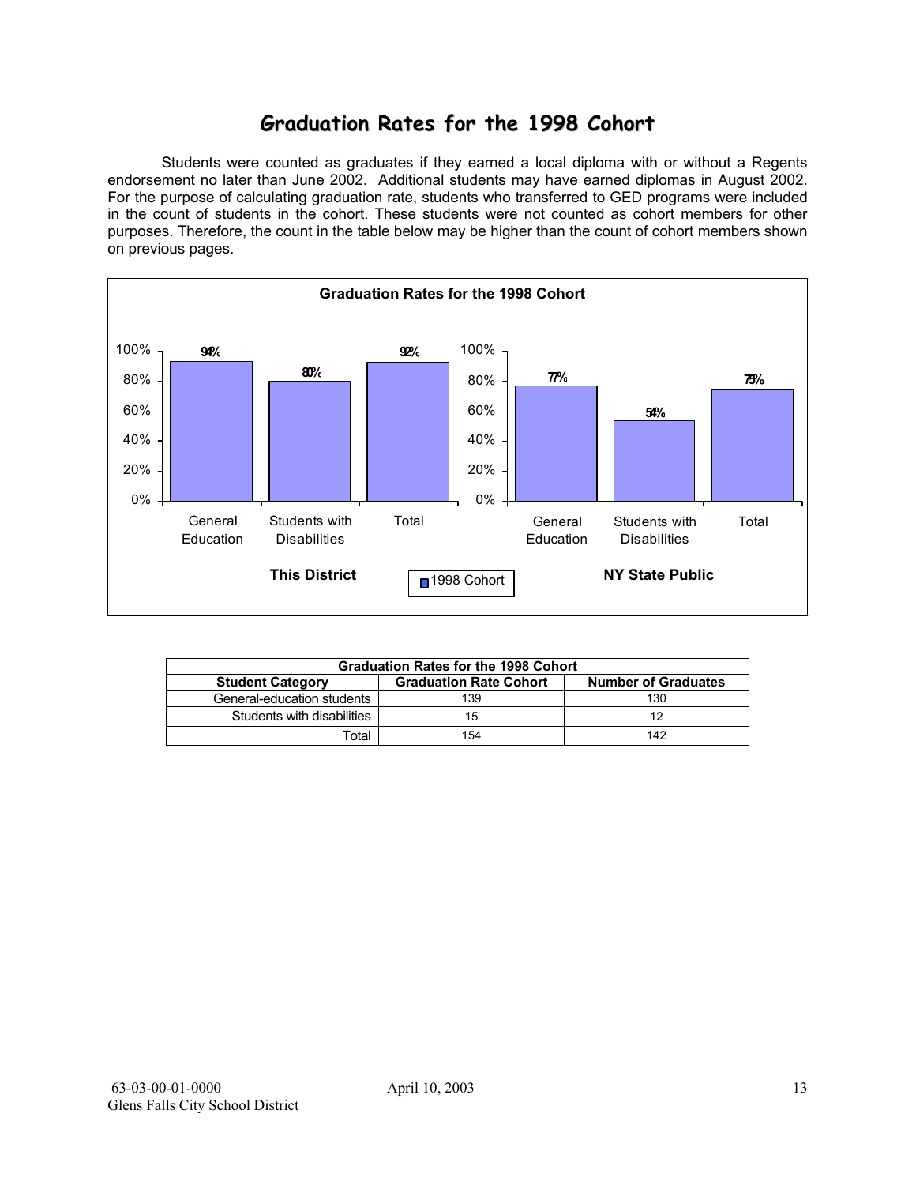# Graduation Rates for the 1998 Cohort

Students were counted as graduates if they earned a local diploma with or without a Regents endorsement no later than June 2002. Additional students may have earned diplomas in August 2002. For the purpose of calculating graduation rate, students who transferred to GED programs were included in the count of students in the cohort. These students were not counted as cohort members for other purposes. Therefore, the count in the table below may be higher than the count of cohort members shown on previous pages.

**Graduation Rates for the 1998 Cohort**

| | General Education | Students with Disabilities | Total |
|---|---|---|---|
| This District (1998 Cohort) | 94% | 80% | 92% |
| NY State Public (1998 Cohort) | 77% | 54% | 75% |

| Graduation Rates for the 1998 Cohort | | |
|---|---|---|
| **Student Category** | **Graduation Rate Cohort** | **Number of Graduates** |
| General-education students | 139 | 130 |
| Students with disabilities | 15 | 12 |
| Total | 154 | 142 |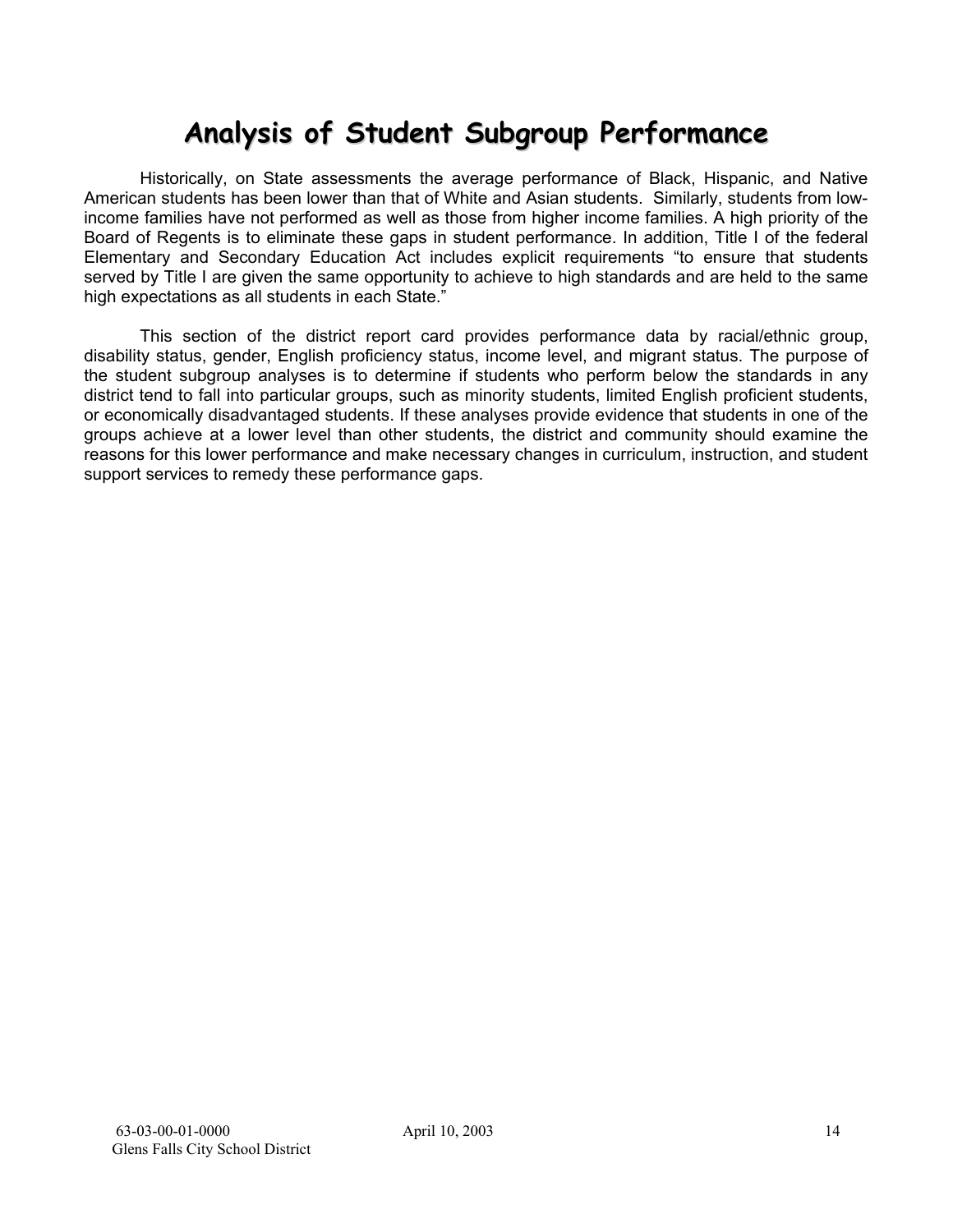# Analysis of Student Subgroup Performance

Historically, on State assessments the average performance of Black, Hispanic, and Native American students has been lower than that of White and Asian students. Similarly, students from low-income families have not performed as well as those from higher income families. A high priority of the Board of Regents is to eliminate these gaps in student performance. In addition, Title I of the federal Elementary and Secondary Education Act includes explicit requirements "to ensure that students served by Title I are given the same opportunity to achieve to high standards and are held to the same high expectations as all students in each State."

This section of the district report card provides performance data by racial/ethnic group, disability status, gender, English proficiency status, income level, and migrant status. The purpose of the student subgroup analyses is to determine if students who perform below the standards in any district tend to fall into particular groups, such as minority students, limited English proficient students, or economically disadvantaged students. If these analyses provide evidence that students in one of the groups achieve at a lower level than other students, the district and community should examine the reasons for this lower performance and make necessary changes in curriculum, instruction, and student support services to remedy these performance gaps.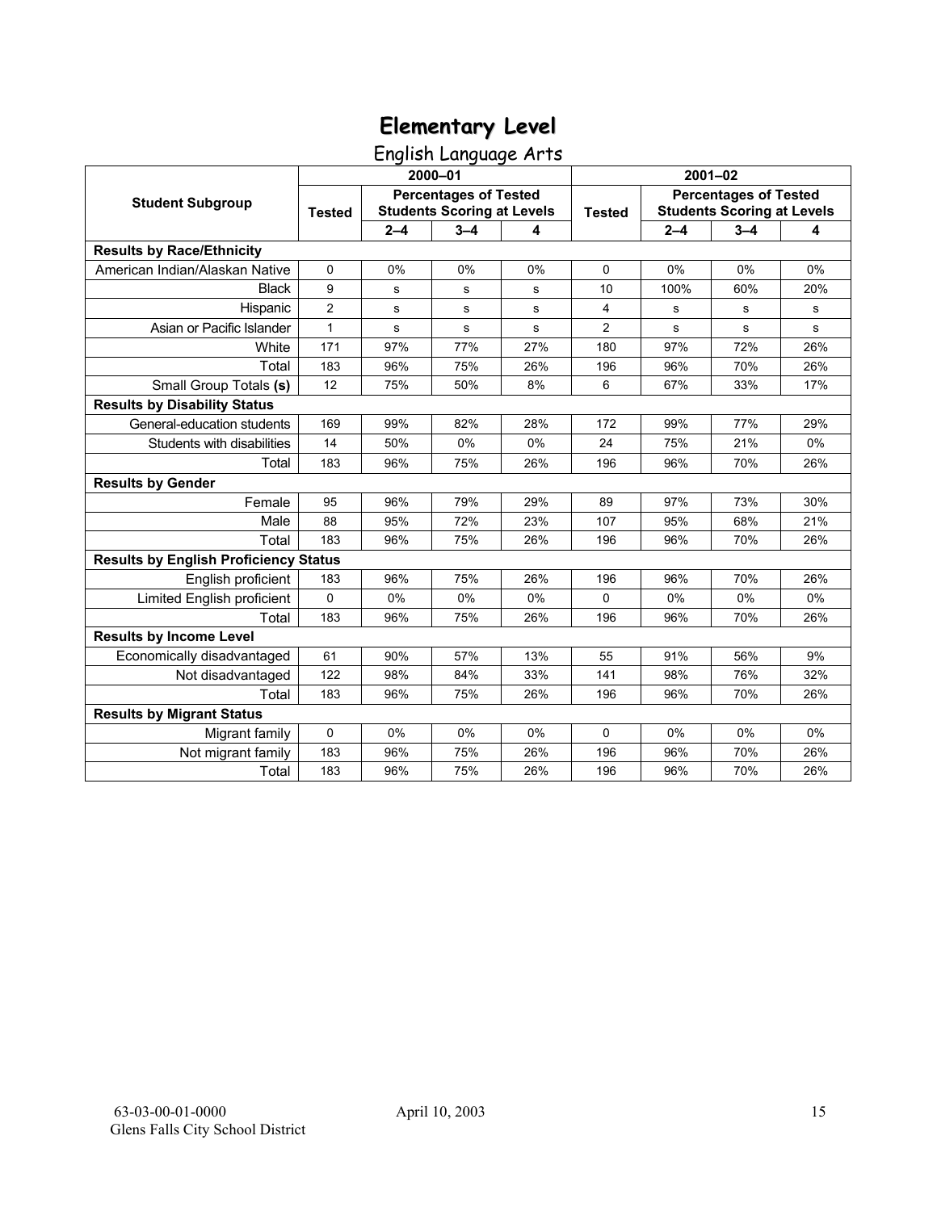# Elementary Level

## English Language Arts

| Student Subgroup | 2000–01 | | | | 2001–02 | | | |
|---|---|---|---|---|---|---|---|---|
| | Tested | Percentages of Tested Students Scoring at Levels | | | Tested | Percentages of Tested Students Scoring at Levels | | |
| | | 2–4 | 3–4 | 4 | | 2–4 | 3–4 | 4 |
| **Results by Race/Ethnicity** | | | | | | | | |
| American Indian/Alaskan Native | 0 | 0% | 0% | 0% | 0 | 0% | 0% | 0% |
| Black | 9 | s | s | s | 10 | 100% | 60% | 20% |
| Hispanic | 2 | s | s | s | 4 | s | s | s |
| Asian or Pacific Islander | 1 | s | s | s | 2 | s | s | s |
| White | 171 | 97% | 77% | 27% | 180 | 97% | 72% | 26% |
| Total | 183 | 96% | 75% | 26% | 196 | 96% | 70% | 26% |
| Small Group Totals **(s)** | 12 | 75% | 50% | 8% | 6 | 67% | 33% | 17% |
| **Results by Disability Status** | | | | | | | | |
| General-education students | 169 | 99% | 82% | 28% | 172 | 99% | 77% | 29% |
| Students with disabilities | 14 | 50% | 0% | 0% | 24 | 75% | 21% | 0% |
| Total | 183 | 96% | 75% | 26% | 196 | 96% | 70% | 26% |
| **Results by Gender** | | | | | | | | |
| Female | 95 | 96% | 79% | 29% | 89 | 97% | 73% | 30% |
| Male | 88 | 95% | 72% | 23% | 107 | 95% | 68% | 21% |
| Total | 183 | 96% | 75% | 26% | 196 | 96% | 70% | 26% |
| **Results by English Proficiency Status** | | | | | | | | |
| English proficient | 183 | 96% | 75% | 26% | 196 | 96% | 70% | 26% |
| Limited English proficient | 0 | 0% | 0% | 0% | 0 | 0% | 0% | 0% |
| Total | 183 | 96% | 75% | 26% | 196 | 96% | 70% | 26% |
| **Results by Income Level** | | | | | | | | |
| Economically disadvantaged | 61 | 90% | 57% | 13% | 55 | 91% | 56% | 9% |
| Not disadvantaged | 122 | 98% | 84% | 33% | 141 | 98% | 76% | 32% |
| Total | 183 | 96% | 75% | 26% | 196 | 96% | 70% | 26% |
| **Results by Migrant Status** | | | | | | | | |
| Migrant family | 0 | 0% | 0% | 0% | 0 | 0% | 0% | 0% |
| Not migrant family | 183 | 96% | 75% | 26% | 196 | 96% | 70% | 26% |
| Total | 183 | 96% | 75% | 26% | 196 | 96% | 70% | 26% |

63-03-00-01-0000
Glens Falls City School District

April 10, 2003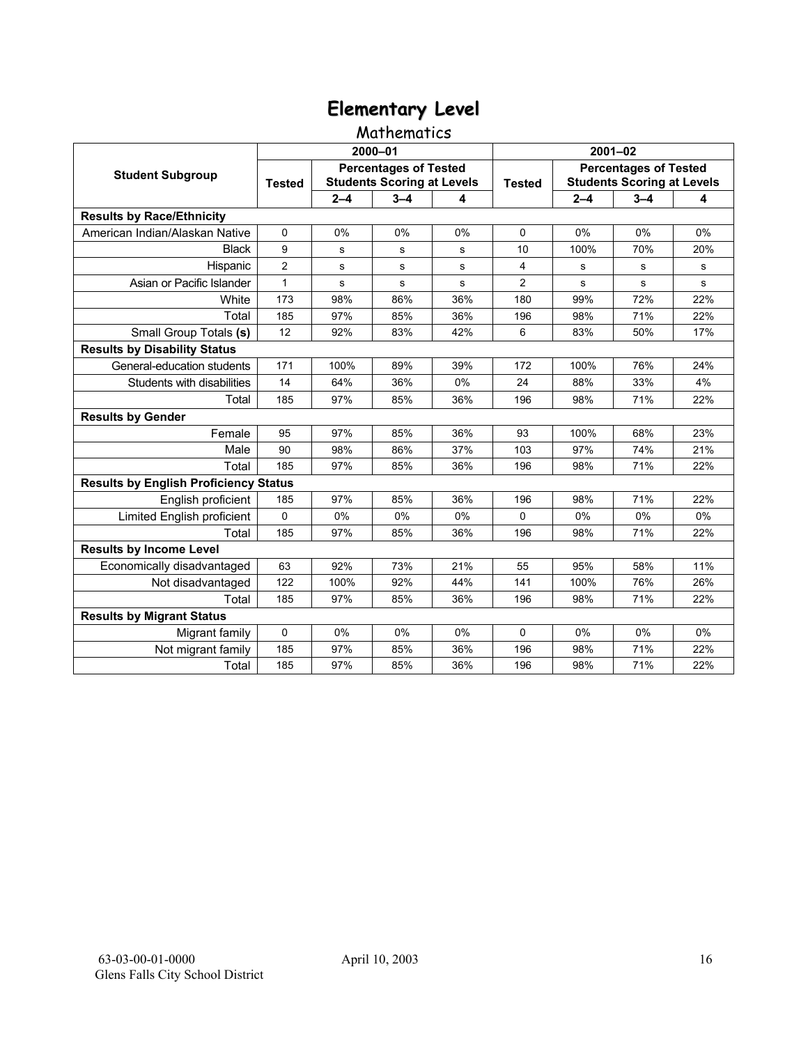# Elementary Level

## Mathematics

| Student Subgroup | 2000–01 | | | | 2001–02 | | | |
|---|---|---|---|---|---|---|---|---|
| | Tested | Percentages of Tested Students Scoring at Levels | | | Tested | Percentages of Tested Students Scoring at Levels | | |
| | | 2–4 | 3–4 | 4 | | 2–4 | 3–4 | 4 |
| **Results by Race/Ethnicity** | | | | | | | | |
| American Indian/Alaskan Native | 0 | 0% | 0% | 0% | 0 | 0% | 0% | 0% |
| Black | 9 | s | s | s | 10 | 100% | 70% | 20% |
| Hispanic | 2 | s | s | s | 4 | s | s | s |
| Asian or Pacific Islander | 1 | s | s | s | 2 | s | s | s |
| White | 173 | 98% | 86% | 36% | 180 | 99% | 72% | 22% |
| Total | 185 | 97% | 85% | 36% | 196 | 98% | 71% | 22% |
| Small Group Totals **(s)** | 12 | 92% | 83% | 42% | 6 | 83% | 50% | 17% |
| **Results by Disability Status** | | | | | | | | |
| General-education students | 171 | 100% | 89% | 39% | 172 | 100% | 76% | 24% |
| Students with disabilities | 14 | 64% | 36% | 0% | 24 | 88% | 33% | 4% |
| Total | 185 | 97% | 85% | 36% | 196 | 98% | 71% | 22% |
| **Results by Gender** | | | | | | | | |
| Female | 95 | 97% | 85% | 36% | 93 | 100% | 68% | 23% |
| Male | 90 | 98% | 86% | 37% | 103 | 97% | 74% | 21% |
| Total | 185 | 97% | 85% | 36% | 196 | 98% | 71% | 22% |
| **Results by English Proficiency Status** | | | | | | | | |
| English proficient | 185 | 97% | 85% | 36% | 196 | 98% | 71% | 22% |
| Limited English proficient | 0 | 0% | 0% | 0% | 0 | 0% | 0% | 0% |
| Total | 185 | 97% | 85% | 36% | 196 | 98% | 71% | 22% |
| **Results by Income Level** | | | | | | | | |
| Economically disadvantaged | 63 | 92% | 73% | 21% | 55 | 95% | 58% | 11% |
| Not disadvantaged | 122 | 100% | 92% | 44% | 141 | 100% | 76% | 26% |
| Total | 185 | 97% | 85% | 36% | 196 | 98% | 71% | 22% |
| **Results by Migrant Status** | | | | | | | | |
| Migrant family | 0 | 0% | 0% | 0% | 0 | 0% | 0% | 0% |
| Not migrant family | 185 | 97% | 85% | 36% | 196 | 98% | 71% | 22% |
| Total | 185 | 97% | 85% | 36% | 196 | 98% | 71% | 22% |

63-03-00-01-0000
Glens Falls City School District

April 10, 2003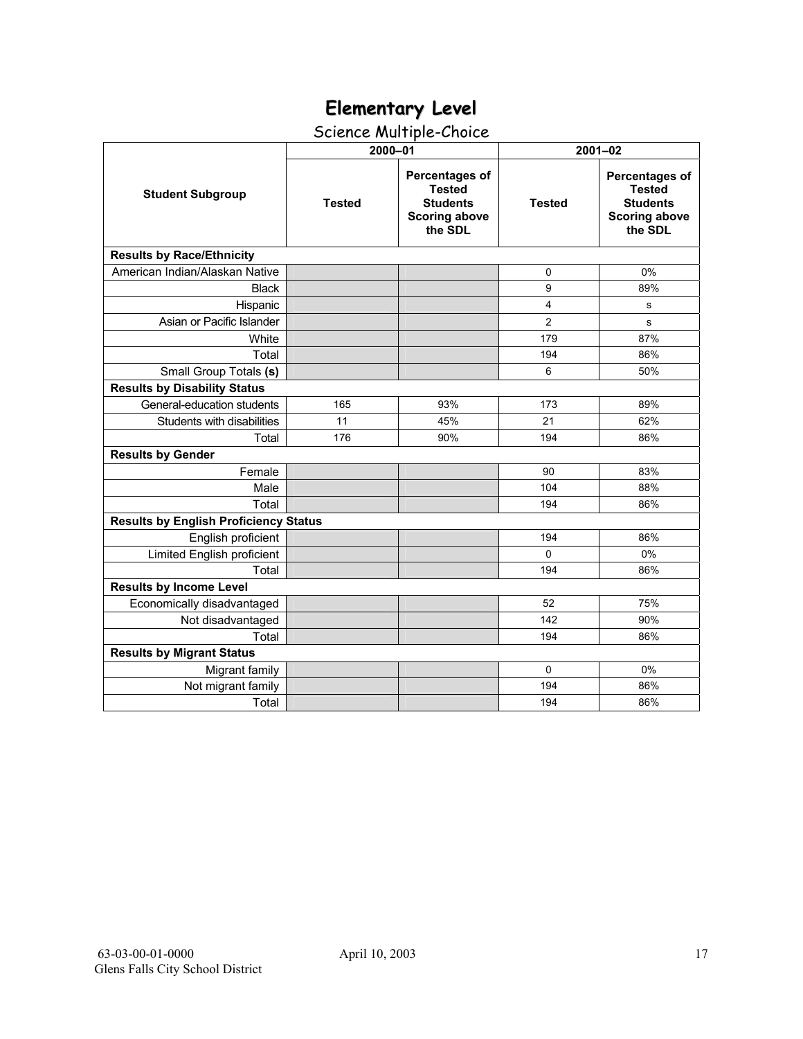# Elementary Level

## Science Multiple-Choice

| Student Subgroup | 2000–01 | | 2001–02 | |
|---|---|---|---|---|
| | Tested | Percentages of Tested Students Scoring above the SDL | Tested | Percentages of Tested Students Scoring above the SDL |
| **Results by Race/Ethnicity** | | | | |
| American Indian/Alaskan Native | | | 0 | 0% |
| Black | | | 9 | 89% |
| Hispanic | | | 4 | s |
| Asian or Pacific Islander | | | 2 | s |
| White | | | 179 | 87% |
| Total | | | 194 | 86% |
| Small Group Totals **(s)** | | | 6 | 50% |
| **Results by Disability Status** | | | | |
| General-education students | 165 | 93% | 173 | 89% |
| Students with disabilities | 11 | 45% | 21 | 62% |
| Total | 176 | 90% | 194 | 86% |
| **Results by Gender** | | | | |
| Female | | | 90 | 83% |
| Male | | | 104 | 88% |
| Total | | | 194 | 86% |
| **Results by English Proficiency Status** | | | | |
| English proficient | | | 194 | 86% |
| Limited English proficient | | | 0 | 0% |
| Total | | | 194 | 86% |
| **Results by Income Level** | | | | |
| Economically disadvantaged | | | 52 | 75% |
| Not disadvantaged | | | 142 | 90% |
| Total | | | 194 | 86% |
| **Results by Migrant Status** | | | | |
| Migrant family | | | 0 | 0% |
| Not migrant family | | | 194 | 86% |
| Total | | | 194 | 86% |

63-03-00-01-0000 April 10, 2003
Glens Falls City School District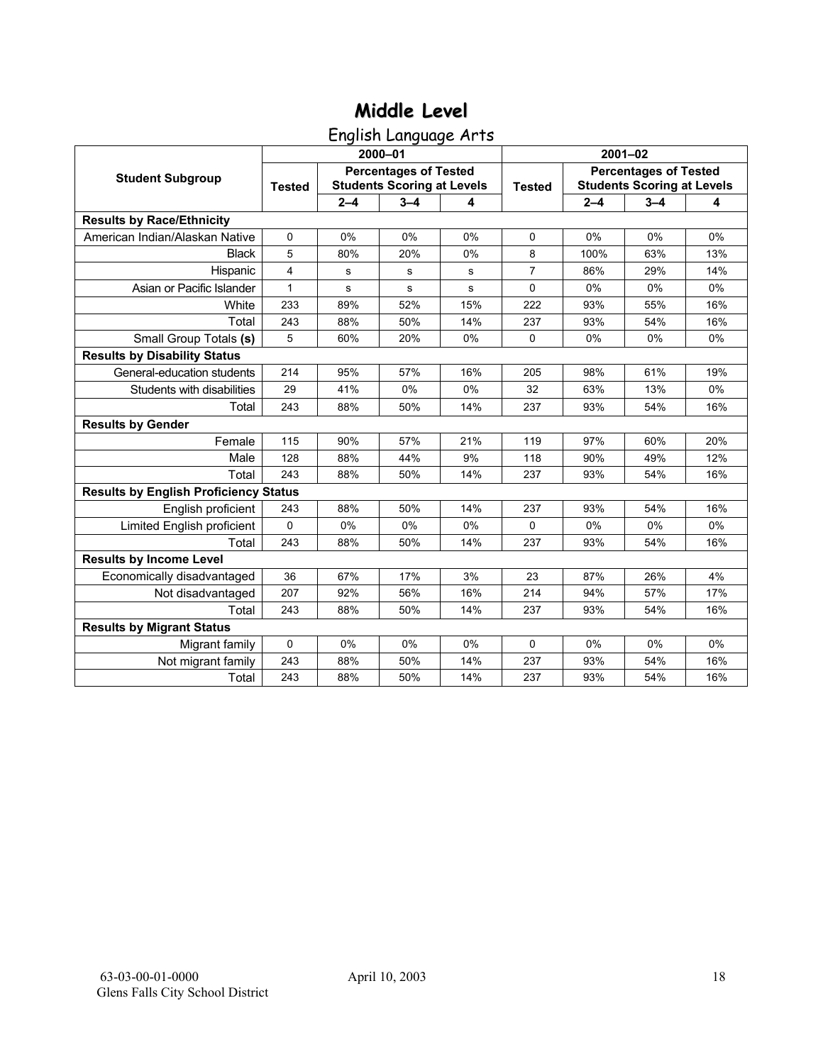# Middle Level

## English Language Arts

| Student Subgroup | 2000–01 | | | | 2001–02 | | | |
|---|---|---|---|---|---|---|---|---|
| | Tested | Percentages of Tested Students Scoring at Levels | | | Tested | Percentages of Tested Students Scoring at Levels | | |
| | | 2–4 | 3–4 | 4 | | 2–4 | 3–4 | 4 |
| **Results by Race/Ethnicity** | | | | | | | | |
| American Indian/Alaskan Native | 0 | 0% | 0% | 0% | 0 | 0% | 0% | 0% |
| Black | 5 | 80% | 20% | 0% | 8 | 100% | 63% | 13% |
| Hispanic | 4 | s | s | s | 7 | 86% | 29% | 14% |
| Asian or Pacific Islander | 1 | s | s | s | 0 | 0% | 0% | 0% |
| White | 233 | 89% | 52% | 15% | 222 | 93% | 55% | 16% |
| Total | 243 | 88% | 50% | 14% | 237 | 93% | 54% | 16% |
| Small Group Totals **(s)** | 5 | 60% | 20% | 0% | 0 | 0% | 0% | 0% |
| **Results by Disability Status** | | | | | | | | |
| General-education students | 214 | 95% | 57% | 16% | 205 | 98% | 61% | 19% |
| Students with disabilities | 29 | 41% | 0% | 0% | 32 | 63% | 13% | 0% |
| Total | 243 | 88% | 50% | 14% | 237 | 93% | 54% | 16% |
| **Results by Gender** | | | | | | | | |
| Female | 115 | 90% | 57% | 21% | 119 | 97% | 60% | 20% |
| Male | 128 | 88% | 44% | 9% | 118 | 90% | 49% | 12% |
| Total | 243 | 88% | 50% | 14% | 237 | 93% | 54% | 16% |
| **Results by English Proficiency Status** | | | | | | | | |
| English proficient | 243 | 88% | 50% | 14% | 237 | 93% | 54% | 16% |
| Limited English proficient | 0 | 0% | 0% | 0% | 0 | 0% | 0% | 0% |
| Total | 243 | 88% | 50% | 14% | 237 | 93% | 54% | 16% |
| **Results by Income Level** | | | | | | | | |
| Economically disadvantaged | 36 | 67% | 17% | 3% | 23 | 87% | 26% | 4% |
| Not disadvantaged | 207 | 92% | 56% | 16% | 214 | 94% | 57% | 17% |
| Total | 243 | 88% | 50% | 14% | 237 | 93% | 54% | 16% |
| **Results by Migrant Status** | | | | | | | | |
| Migrant family | 0 | 0% | 0% | 0% | 0 | 0% | 0% | 0% |
| Not migrant family | 243 | 88% | 50% | 14% | 237 | 93% | 54% | 16% |
| Total | 243 | 88% | 50% | 14% | 237 | 93% | 54% | 16% |

63-03-00-01-0000 April 10, 2003
Glens Falls City School District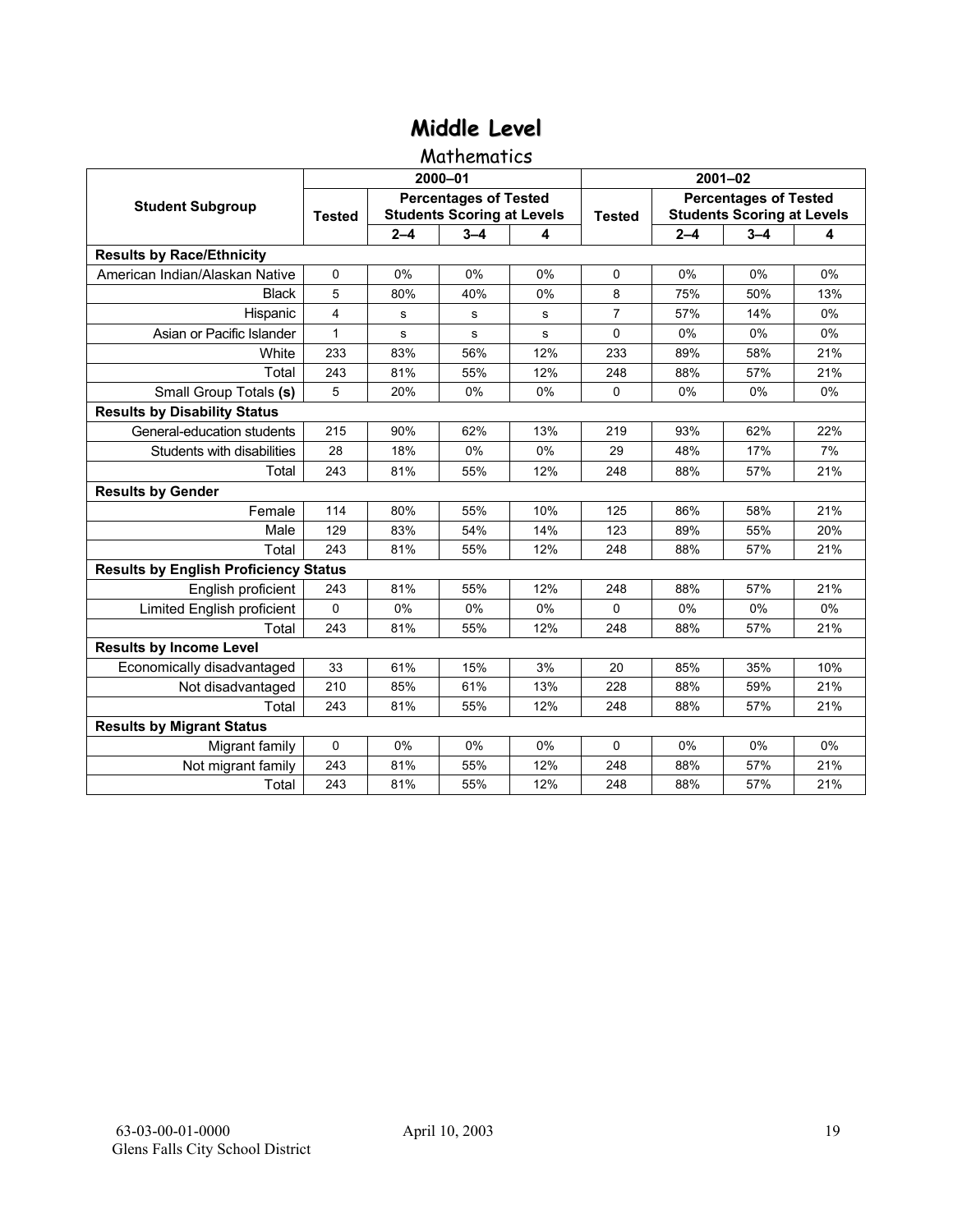# Middle Level

## Mathematics

| Student Subgroup | 2000–01 | | | | 2001–02 | | | |
|---|---|---|---|---|---|---|---|---|
| | Tested | Percentages of Tested Students Scoring at Levels | | | Tested | Percentages of Tested Students Scoring at Levels | | |
| | | 2–4 | 3–4 | 4 | | 2–4 | 3–4 | 4 |
| **Results by Race/Ethnicity** | | | | | | | | |
| American Indian/Alaskan Native | 0 | 0% | 0% | 0% | 0 | 0% | 0% | 0% |
| Black | 5 | 80% | 40% | 0% | 8 | 75% | 50% | 13% |
| Hispanic | 4 | s | s | s | 7 | 57% | 14% | 0% |
| Asian or Pacific Islander | 1 | s | s | s | 0 | 0% | 0% | 0% |
| White | 233 | 83% | 56% | 12% | 233 | 89% | 58% | 21% |
| Total | 243 | 81% | 55% | 12% | 248 | 88% | 57% | 21% |
| Small Group Totals **(s)** | 5 | 20% | 0% | 0% | 0 | 0% | 0% | 0% |
| **Results by Disability Status** | | | | | | | | |
| General-education students | 215 | 90% | 62% | 13% | 219 | 93% | 62% | 22% |
| Students with disabilities | 28 | 18% | 0% | 0% | 29 | 48% | 17% | 7% |
| Total | 243 | 81% | 55% | 12% | 248 | 88% | 57% | 21% |
| **Results by Gender** | | | | | | | | |
| Female | 114 | 80% | 55% | 10% | 125 | 86% | 58% | 21% |
| Male | 129 | 83% | 54% | 14% | 123 | 89% | 55% | 20% |
| Total | 243 | 81% | 55% | 12% | 248 | 88% | 57% | 21% |
| **Results by English Proficiency Status** | | | | | | | | |
| English proficient | 243 | 81% | 55% | 12% | 248 | 88% | 57% | 21% |
| Limited English proficient | 0 | 0% | 0% | 0% | 0 | 0% | 0% | 0% |
| Total | 243 | 81% | 55% | 12% | 248 | 88% | 57% | 21% |
| **Results by Income Level** | | | | | | | | |
| Economically disadvantaged | 33 | 61% | 15% | 3% | 20 | 85% | 35% | 10% |
| Not disadvantaged | 210 | 85% | 61% | 13% | 228 | 88% | 59% | 21% |
| Total | 243 | 81% | 55% | 12% | 248 | 88% | 57% | 21% |
| **Results by Migrant Status** | | | | | | | | |
| Migrant family | 0 | 0% | 0% | 0% | 0 | 0% | 0% | 0% |
| Not migrant family | 243 | 81% | 55% | 12% | 248 | 88% | 57% | 21% |
| Total | 243 | 81% | 55% | 12% | 248 | 88% | 57% | 21% |

63-03-00-01-0000 April 10, 2003
Glens Falls City School District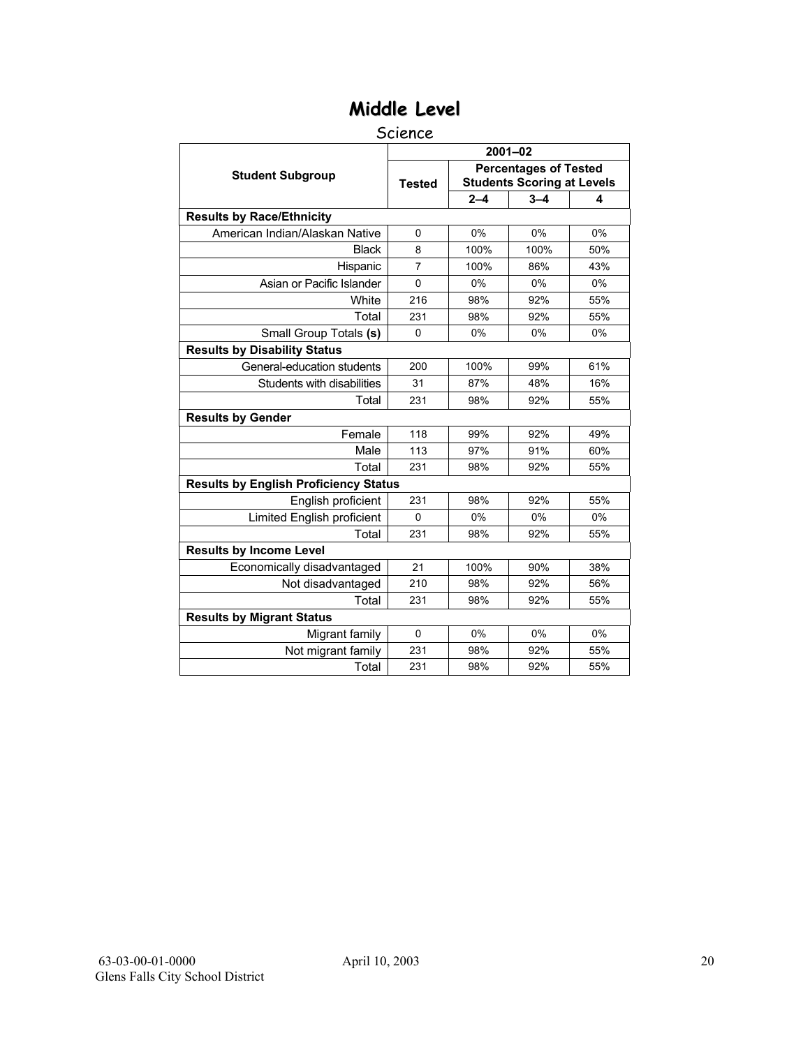# Middle Level

## Science

| Student Subgroup | 2001–02 | | | |
|---|---|---|---|---|
| | Tested | Percentages of Tested Students Scoring at Levels | | |
| | | 2–4 | 3–4 | 4 |
| **Results by Race/Ethnicity** | | | | |
| American Indian/Alaskan Native | 0 | 0% | 0% | 0% |
| Black | 8 | 100% | 100% | 50% |
| Hispanic | 7 | 100% | 86% | 43% |
| Asian or Pacific Islander | 0 | 0% | 0% | 0% |
| White | 216 | 98% | 92% | 55% |
| Total | 231 | 98% | 92% | 55% |
| Small Group Totals **(s)** | 0 | 0% | 0% | 0% |
| **Results by Disability Status** | | | | |
| General-education students | 200 | 100% | 99% | 61% |
| Students with disabilities | 31 | 87% | 48% | 16% |
| Total | 231 | 98% | 92% | 55% |
| **Results by Gender** | | | | |
| Female | 118 | 99% | 92% | 49% |
| Male | 113 | 97% | 91% | 60% |
| Total | 231 | 98% | 92% | 55% |
| **Results by English Proficiency Status** | | | | |
| English proficient | 231 | 98% | 92% | 55% |
| Limited English proficient | 0 | 0% | 0% | 0% |
| Total | 231 | 98% | 92% | 55% |
| **Results by Income Level** | | | | |
| Economically disadvantaged | 21 | 100% | 90% | 38% |
| Not disadvantaged | 210 | 98% | 92% | 56% |
| Total | 231 | 98% | 92% | 55% |
| **Results by Migrant Status** | | | | |
| Migrant family | 0 | 0% | 0% | 0% |
| Not migrant family | 231 | 98% | 92% | 55% |
| Total | 231 | 98% | 92% | 55% |

63-03-00-01-0000 April 10, 2003
Glens Falls City School District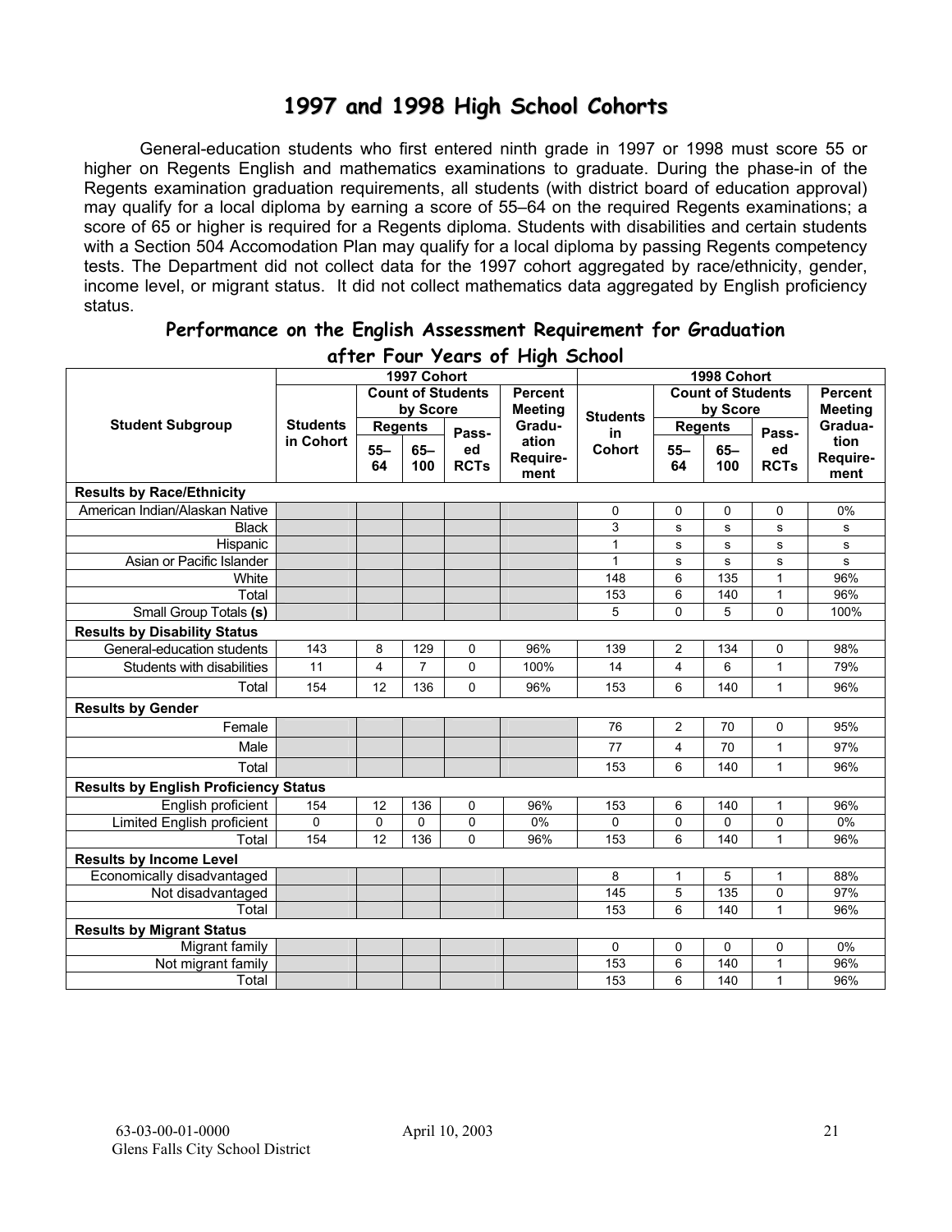# 1997 and 1998 High School Cohorts

General-education students who first entered ninth grade in 1997 or 1998 must score 55 or higher on Regents English and mathematics examinations to graduate. During the phase-in of the Regents examination graduation requirements, all students (with district board of education approval) may qualify for a local diploma by earning a score of 55–64 on the required Regents examinations; a score of 65 or higher is required for a Regents diploma. Students with disabilities and certain students with a Section 504 Accomodation Plan may qualify for a local diploma by passing Regents competency tests. The Department did not collect data for the 1997 cohort aggregated by race/ethnicity, gender, income level, or migrant status. It did not collect mathematics data aggregated by English proficiency status.

## Performance on the English Assessment Requirement for Graduation after Four Years of High School

| Student Subgroup | 1997 Cohort | | | | | 1998 Cohort | | | | |
|---|---|---|---|---|---|---|---|---|---|---|
| | Students in Cohort | Count of Students by Score | | | Percent Meeting Graduation Requirement | Students in Cohort | Count of Students by Score | | | Percent Meeting Graduation Requirement |
| | | Regents 55–64 | Regents 65–100 | Passed RCTs | | | Regents 55–64 | Regents 65–100 | Passed RCTs | |
| **Results by Race/Ethnicity** | | | | | | | | | | |
| American Indian/Alaskan Native | | | | | | 0 | 0 | 0 | 0 | 0% |
| Black | | | | | | 3 | s | s | s | s |
| Hispanic | | | | | | 1 | s | s | s | s |
| Asian or Pacific Islander | | | | | | 1 | s | s | s | s |
| White | | | | | | 148 | 6 | 135 | 1 | 96% |
| Total | | | | | | 153 | 6 | 140 | 1 | 96% |
| Small Group Totals **(s)** | | | | | | 5 | 0 | 5 | 0 | 100% |
| **Results by Disability Status** | | | | | | | | | | |
| General-education students | 143 | 8 | 129 | 0 | 96% | 139 | 2 | 134 | 0 | 98% |
| Students with disabilities | 11 | 4 | 7 | 0 | 100% | 14 | 4 | 6 | 1 | 79% |
| Total | 154 | 12 | 136 | 0 | 96% | 153 | 6 | 140 | 1 | 96% |
| **Results by Gender** | | | | | | | | | | |
| Female | | | | | | 76 | 2 | 70 | 0 | 95% |
| Male | | | | | | 77 | 4 | 70 | 1 | 97% |
| Total | | | | | | 153 | 6 | 140 | 1 | 96% |
| **Results by English Proficiency Status** | | | | | | | | | | |
| English proficient | 154 | 12 | 136 | 0 | 96% | 153 | 6 | 140 | 1 | 96% |
| Limited English proficient | 0 | 0 | 0 | 0 | 0% | 0 | 0 | 0 | 0 | 0% |
| Total | 154 | 12 | 136 | 0 | 96% | 153 | 6 | 140 | 1 | 96% |
| **Results by Income Level** | | | | | | | | | | |
| Economically disadvantaged | | | | | | 8 | 1 | 5 | 1 | 88% |
| Not disadvantaged | | | | | | 145 | 5 | 135 | 0 | 97% |
| Total | | | | | | 153 | 6 | 140 | 1 | 96% |
| **Results by Migrant Status** | | | | | | | | | | |
| Migrant family | | | | | | 0 | 0 | 0 | 0 | 0% |
| Not migrant family | | | | | | 153 | 6 | 140 | 1 | 96% |
| Total | | | | | | 153 | 6 | 140 | 1 | 96% |

63-03-00-01-0000 April 10, 2003
Glens Falls City School District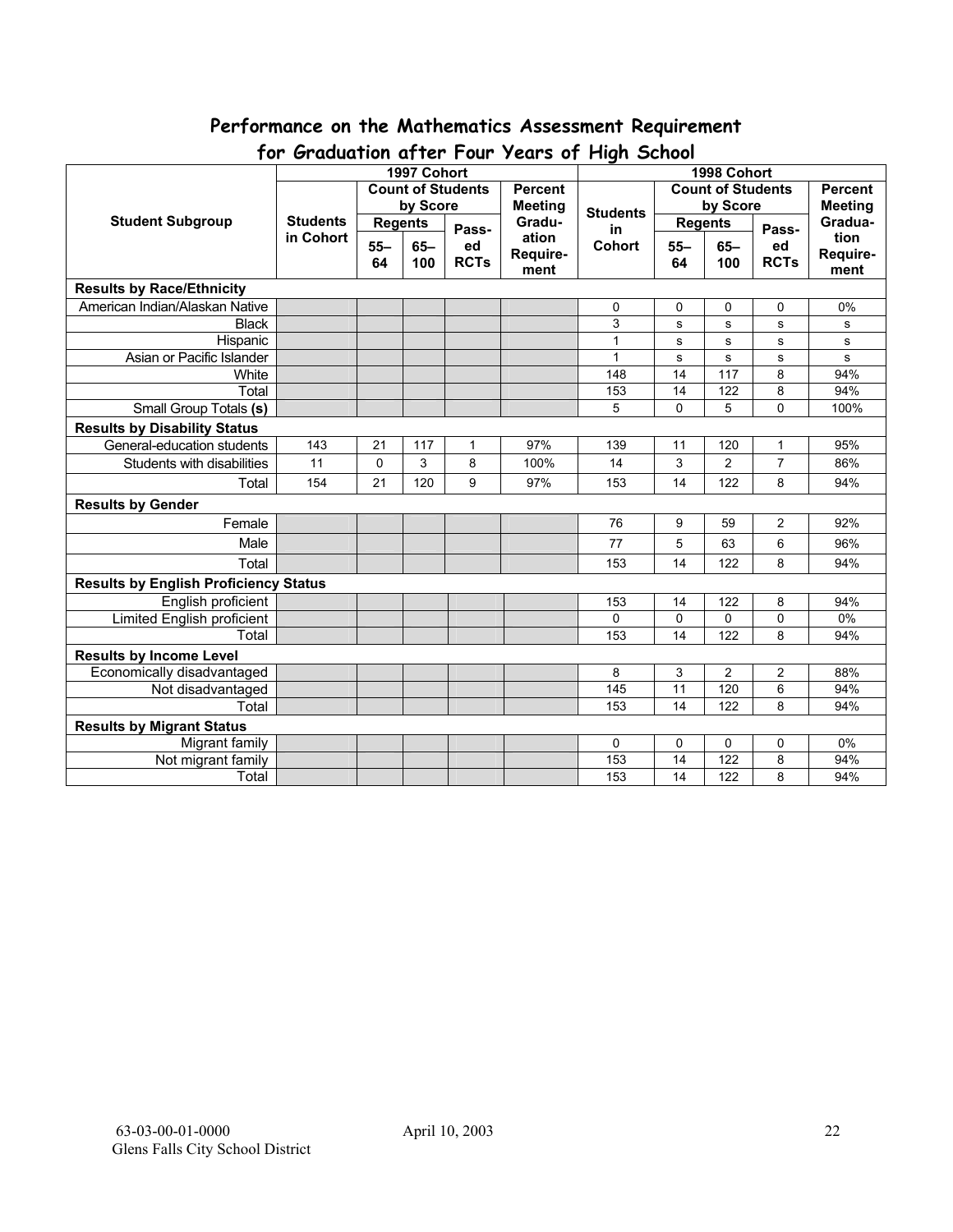## Performance on the Mathematics Assessment Requirement for Graduation after Four Years of High School

| Student Subgroup | 1997 Cohort | | | | | 1998 Cohort | | | | |
|---|---|---|---|---|---|---|---|---|---|---|
| | Students in Cohort | Count of Students by Score | | | Percent Meeting Graduation Requirement | Students in Cohort | Count of Students by Score | | | Percent Meeting Graduation Requirement |
| | | Regents | | Passed RCTs | | | Regents | | Passed RCTs | |
| | | 55–64 | 65–100 | | | | 55–64 | 65–100 | | |
| **Results by Race/Ethnicity** | | | | | | | | | | |
| American Indian/Alaskan Native | | | | | | 0 | 0 | 0 | 0 | 0% |
| Black | | | | | | 3 | s | s | s | s |
| Hispanic | | | | | | 1 | s | s | s | s |
| Asian or Pacific Islander | | | | | | 1 | s | s | s | s |
| White | | | | | | 148 | 14 | 117 | 8 | 94% |
| Total | | | | | | 153 | 14 | 122 | 8 | 94% |
| Small Group Totals **(s)** | | | | | | 5 | 0 | 5 | 0 | 100% |
| **Results by Disability Status** | | | | | | | | | | |
| General-education students | 143 | 21 | 117 | 1 | 97% | 139 | 11 | 120 | 1 | 95% |
| Students with disabilities | 11 | 0 | 3 | 8 | 100% | 14 | 3 | 2 | 7 | 86% |
| Total | 154 | 21 | 120 | 9 | 97% | 153 | 14 | 122 | 8 | 94% |
| **Results by Gender** | | | | | | | | | | |
| Female | | | | | | 76 | 9 | 59 | 2 | 92% |
| Male | | | | | | 77 | 5 | 63 | 6 | 96% |
| Total | | | | | | 153 | 14 | 122 | 8 | 94% |
| **Results by English Proficiency Status** | | | | | | | | | | |
| English proficient | | | | | | 153 | 14 | 122 | 8 | 94% |
| Limited English proficient | | | | | | 0 | 0 | 0 | 0 | 0% |
| Total | | | | | | 153 | 14 | 122 | 8 | 94% |
| **Results by Income Level** | | | | | | | | | | |
| Economically disadvantaged | | | | | | 8 | 3 | 2 | 2 | 88% |
| Not disadvantaged | | | | | | 145 | 11 | 120 | 6 | 94% |
| Total | | | | | | 153 | 14 | 122 | 8 | 94% |
| **Results by Migrant Status** | | | | | | | | | | |
| Migrant family | | | | | | 0 | 0 | 0 | 0 | 0% |
| Not migrant family | | | | | | 153 | 14 | 122 | 8 | 94% |
| Total | | | | | | 153 | 14 | 122 | 8 | 94% |

63-03-00-01-0000 April 10, 2003
Glens Falls City School District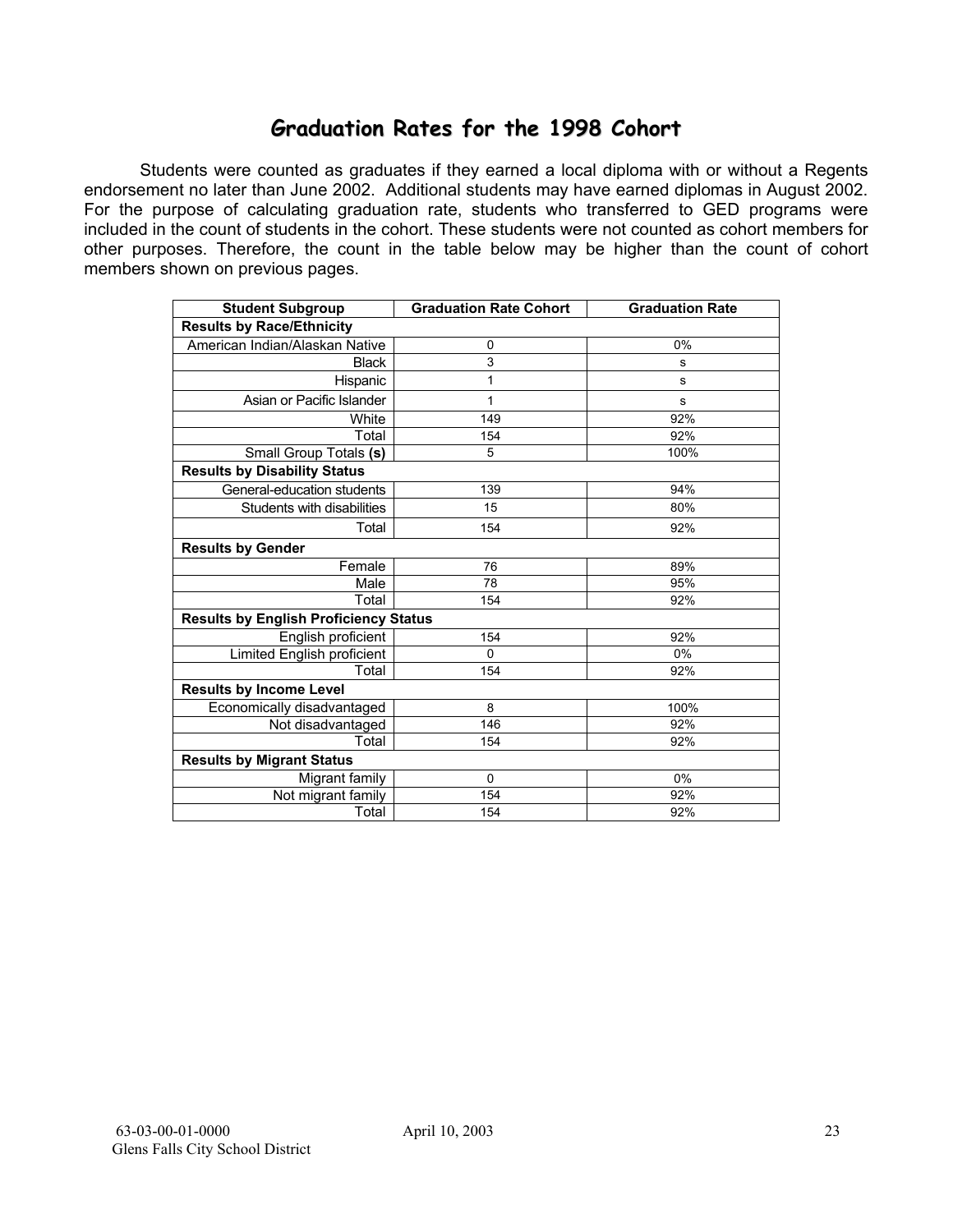# Graduation Rates for the 1998 Cohort

Students were counted as graduates if they earned a local diploma with or without a Regents endorsement no later than June 2002. Additional students may have earned diplomas in August 2002. For the purpose of calculating graduation rate, students who transferred to GED programs were included in the count of students in the cohort. These students were not counted as cohort members for other purposes. Therefore, the count in the table below may be higher than the count of cohort members shown on previous pages.

| Student Subgroup | Graduation Rate Cohort | Graduation Rate |
|---|---|---|
| **Results by Race/Ethnicity** | | |
| American Indian/Alaskan Native | 0 | 0% |
| Black | 3 | s |
| Hispanic | 1 | s |
| Asian or Pacific Islander | 1 | s |
| White | 149 | 92% |
| Total | 154 | 92% |
| Small Group Totals **(s)** | 5 | 100% |
| **Results by Disability Status** | | |
| General-education students | 139 | 94% |
| Students with disabilities | 15 | 80% |
| Total | 154 | 92% |
| **Results by Gender** | | |
| Female | 76 | 89% |
| Male | 78 | 95% |
| Total | 154 | 92% |
| **Results by English Proficiency Status** | | |
| English proficient | 154 | 92% |
| Limited English proficient | 0 | 0% |
| Total | 154 | 92% |
| **Results by Income Level** | | |
| Economically disadvantaged | 8 | 100% |
| Not disadvantaged | 146 | 92% |
| Total | 154 | 92% |
| **Results by Migrant Status** | | |
| Migrant family | 0 | 0% |
| Not migrant family | 154 | 92% |
| Total | 154 | 92% |

63-03-00-01-0000 April 10, 2003
Glens Falls City School District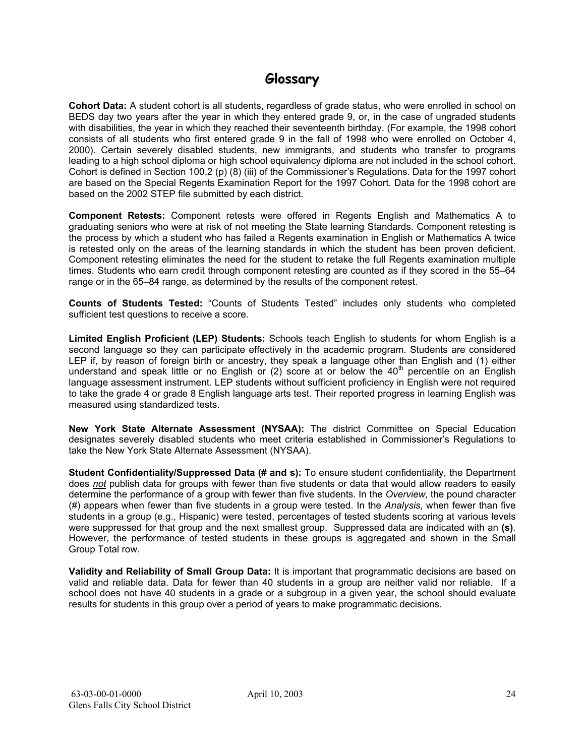# Glossary

**Cohort Data:** A student cohort is all students, regardless of grade status, who were enrolled in school on BEDS day two years after the year in which they entered grade 9, or, in the case of ungraded students with disabilities, the year in which they reached their seventeenth birthday. (For example, the 1998 cohort consists of all students who first entered grade 9 in the fall of 1998 who were enrolled on October 4, 2000). Certain severely disabled students, new immigrants, and students who transfer to programs leading to a high school diploma or high school equivalency diploma are not included in the school cohort. Cohort is defined in Section 100.2 (p) (8) (iii) of the Commissioner's Regulations. Data for the 1997 cohort are based on the Special Regents Examination Report for the 1997 Cohort. Data for the 1998 cohort are based on the 2002 STEP file submitted by each district.

**Component Retests:** Component retests were offered in Regents English and Mathematics A to graduating seniors who were at risk of not meeting the State learning Standards. Component retesting is the process by which a student who has failed a Regents examination in English or Mathematics A twice is retested only on the areas of the learning standards in which the student has been proven deficient. Component retesting eliminates the need for the student to retake the full Regents examination multiple times. Students who earn credit through component retesting are counted as if they scored in the 55–64 range or in the 65–84 range, as determined by the results of the component retest.

**Counts of Students Tested:** "Counts of Students Tested" includes only students who completed sufficient test questions to receive a score.

**Limited English Proficient (LEP) Students:** Schools teach English to students for whom English is a second language so they can participate effectively in the academic program. Students are considered LEP if, by reason of foreign birth or ancestry, they speak a language other than English and (1) either understand and speak little or no English or (2) score at or below the 40th percentile on an English language assessment instrument. LEP students without sufficient proficiency in English were not required to take the grade 4 or grade 8 English language arts test. Their reported progress in learning English was measured using standardized tests.

**New York State Alternate Assessment (NYSAA):** The district Committee on Special Education designates severely disabled students who meet criteria established in Commissioner's Regulations to take the New York State Alternate Assessment (NYSAA).

**Student Confidentiality/Suppressed Data (# and s):** To ensure student confidentiality, the Department does *not* publish data for groups with fewer than five students or data that would allow readers to easily determine the performance of a group with fewer than five students. In the *Overview,* the pound character (#) appears when fewer than five students in a group were tested. In the *Analysis*, when fewer than five students in a group (e.g., Hispanic) were tested, percentages of tested students scoring at various levels were suppressed for that group and the next smallest group. Suppressed data are indicated with an **(s)**. However, the performance of tested students in these groups is aggregated and shown in the Small Group Total row.

**Validity and Reliability of Small Group Data:** It is important that programmatic decisions are based on valid and reliable data. Data for fewer than 40 students in a group are neither valid nor reliable. If a school does not have 40 students in a grade or a subgroup in a given year, the school should evaluate results for students in this group over a period of years to make programmatic decisions.